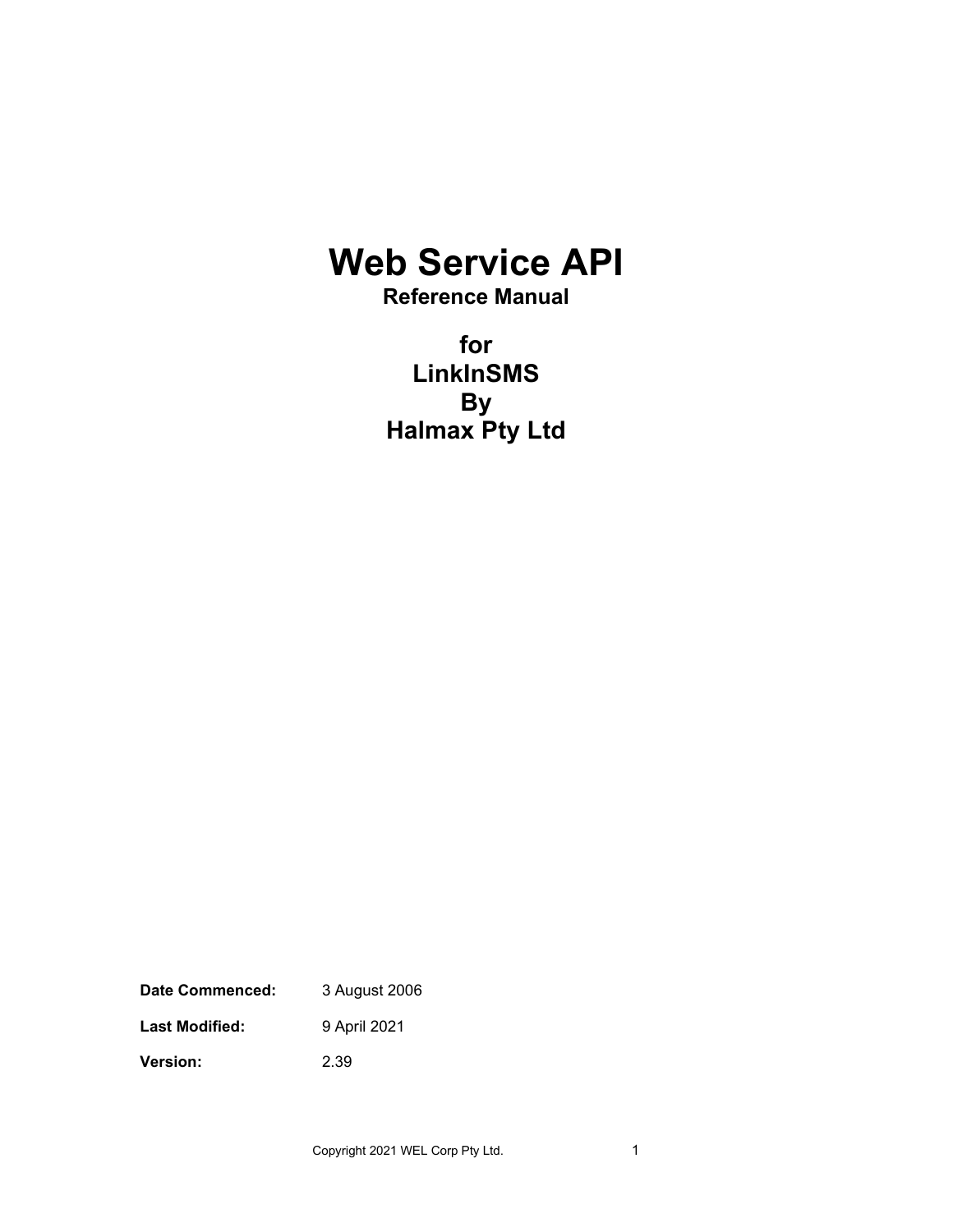# Web Service API

## Reference Manual

## for
## LinkInSMS
## By
## Halmax Pty Ltd

**Date Commenced:** 3 August 2006

**Last Modified:** 9 April 2021

**Version:** 2.39

Copyright 2021 WEL Corp Pty Ltd.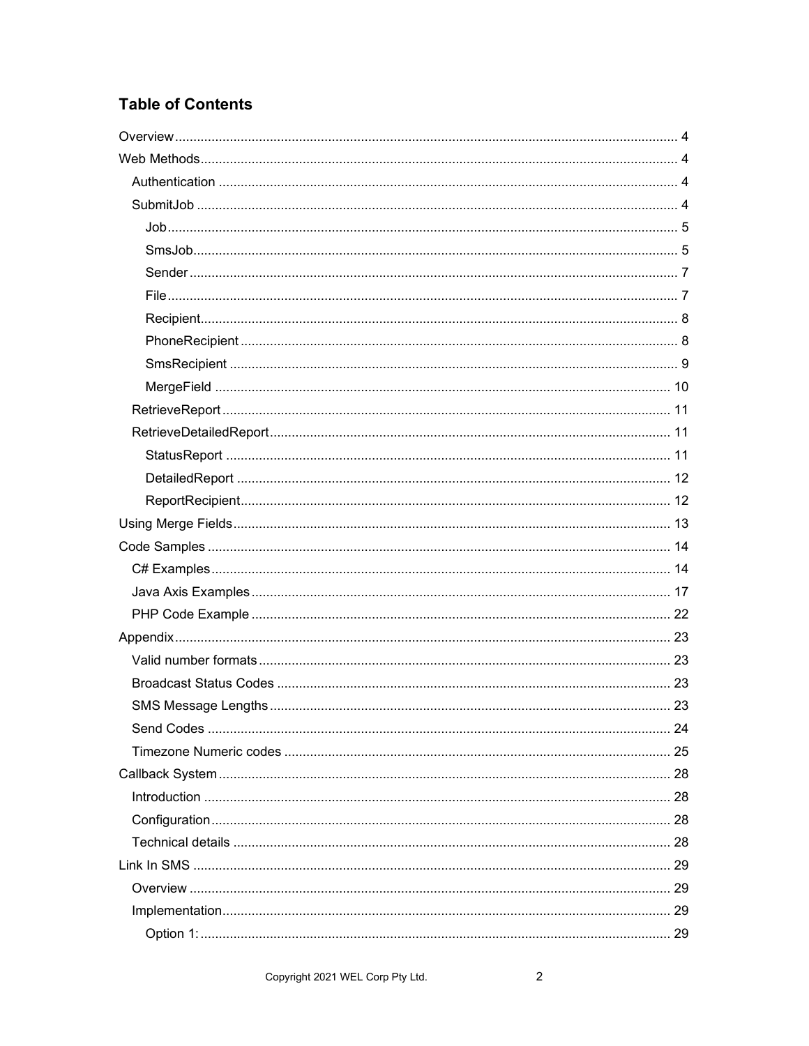## Table of Contents

- Overview ........ 4
- Web Methods ........ 4
  - Authentication ........ 4
  - SubmitJob ........ 4
    - Job ........ 5
    - SmsJob ........ 5
    - Sender ........ 7
    - File ........ 7
    - Recipient ........ 8
    - PhoneRecipient ........ 8
    - SmsRecipient ........ 9
    - MergeField ........ 10
  - RetrieveReport ........ 11
  - RetrieveDetailedReport ........ 11
    - StatusReport ........ 11
    - DetailedReport ........ 12
    - ReportRecipient ........ 12
- Using Merge Fields ........ 13
- Code Samples ........ 14
  - C# Examples ........ 14
  - Java Axis Examples ........ 17
  - PHP Code Example ........ 22
- Appendix ........ 23
  - Valid number formats ........ 23
  - Broadcast Status Codes ........ 23
  - SMS Message Lengths ........ 23
  - Send Codes ........ 24
  - Timezone Numeric codes ........ 25
- Callback System ........ 28
  - Introduction ........ 28
  - Configuration ........ 28
  - Technical details ........ 28
- Link In SMS ........ 29
  - Overview ........ 29
  - Implementation ........ 29
    - Option 1: ........ 29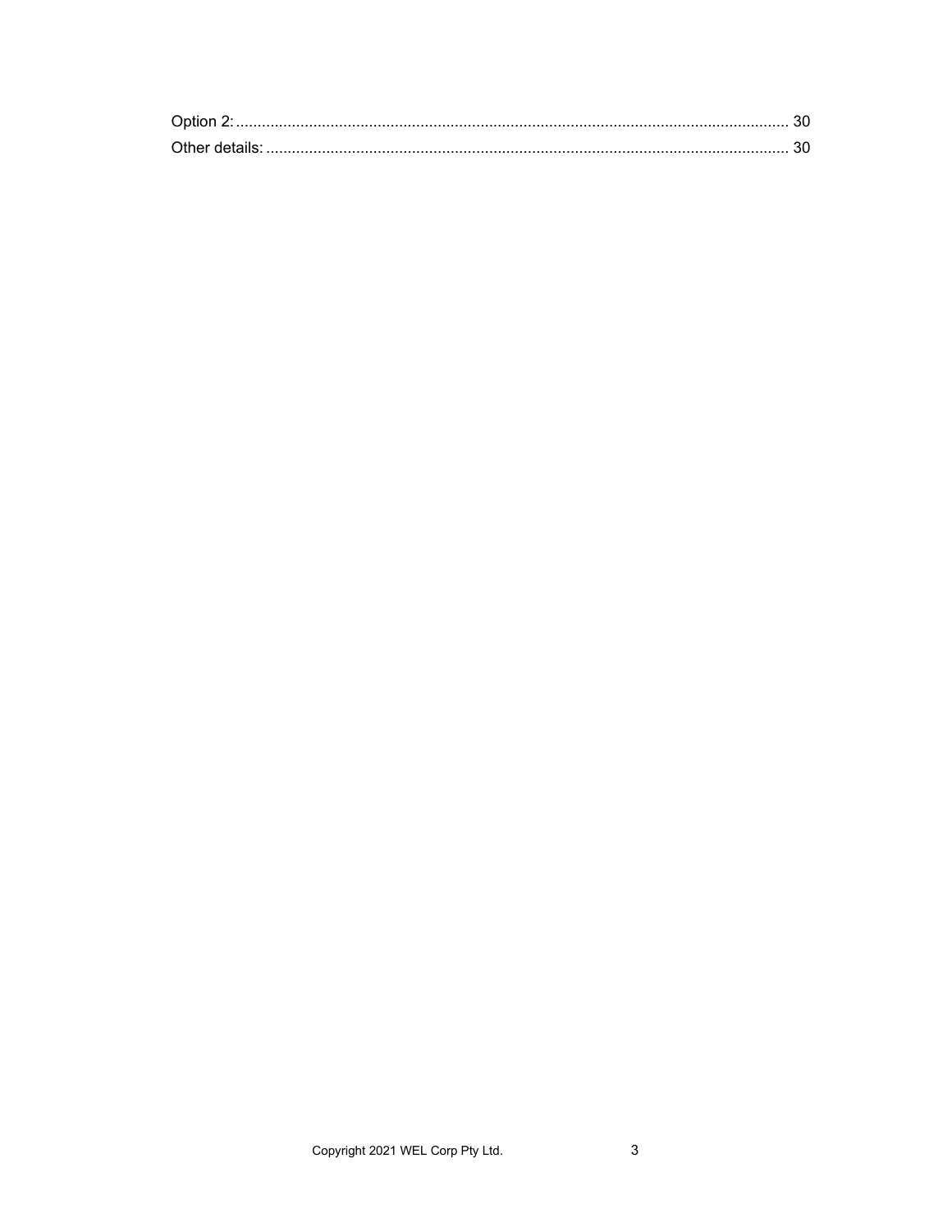Option 2: ........................................................................................................................ 30

Other details: .................................................................................................................. 30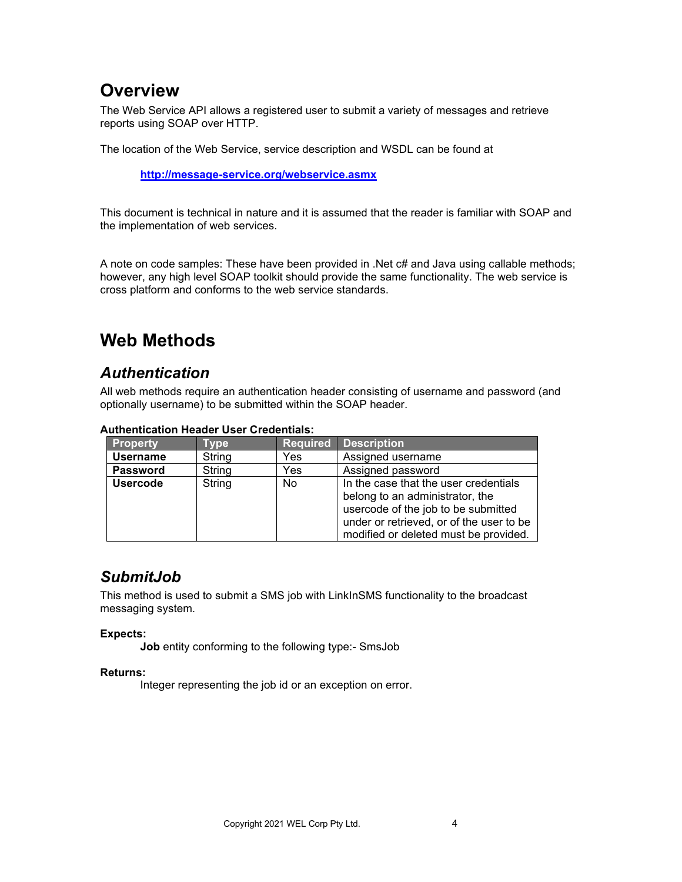# Overview

The Web Service API allows a registered user to submit a variety of messages and retrieve reports using SOAP over HTTP.

The location of the Web Service, service description and WSDL can be found at

**http://message-service.org/webservice.asmx**

This document is technical in nature and it is assumed that the reader is familiar with SOAP and the implementation of web services.

A note on code samples: These have been provided in .Net c# and Java using callable methods; however, any high level SOAP toolkit should provide the same functionality. The web service is cross platform and conforms to the web service standards.

# Web Methods

## *Authentication*

All web methods require an authentication header consisting of username and password (and optionally username) to be submitted within the SOAP header.

**Authentication Header User Credentials:**

| Property | Type | Required | Description |
|---|---|---|---|
| **Username** | String | Yes | Assigned username |
| **Password** | String | Yes | Assigned password |
| **Usercode** | String | No | In the case that the user credentials belong to an administrator, the usercode of the job to be submitted under or retrieved, or of the user to be modified or deleted must be provided. |

## *SubmitJob*

This method is used to submit a SMS job with LinkInSMS functionality to the broadcast messaging system.

**Expects:**

**Job** entity conforming to the following type:- SmsJob

**Returns:**

Integer representing the job id or an exception on error.

Copyright 2021 WEL Corp Pty Ltd.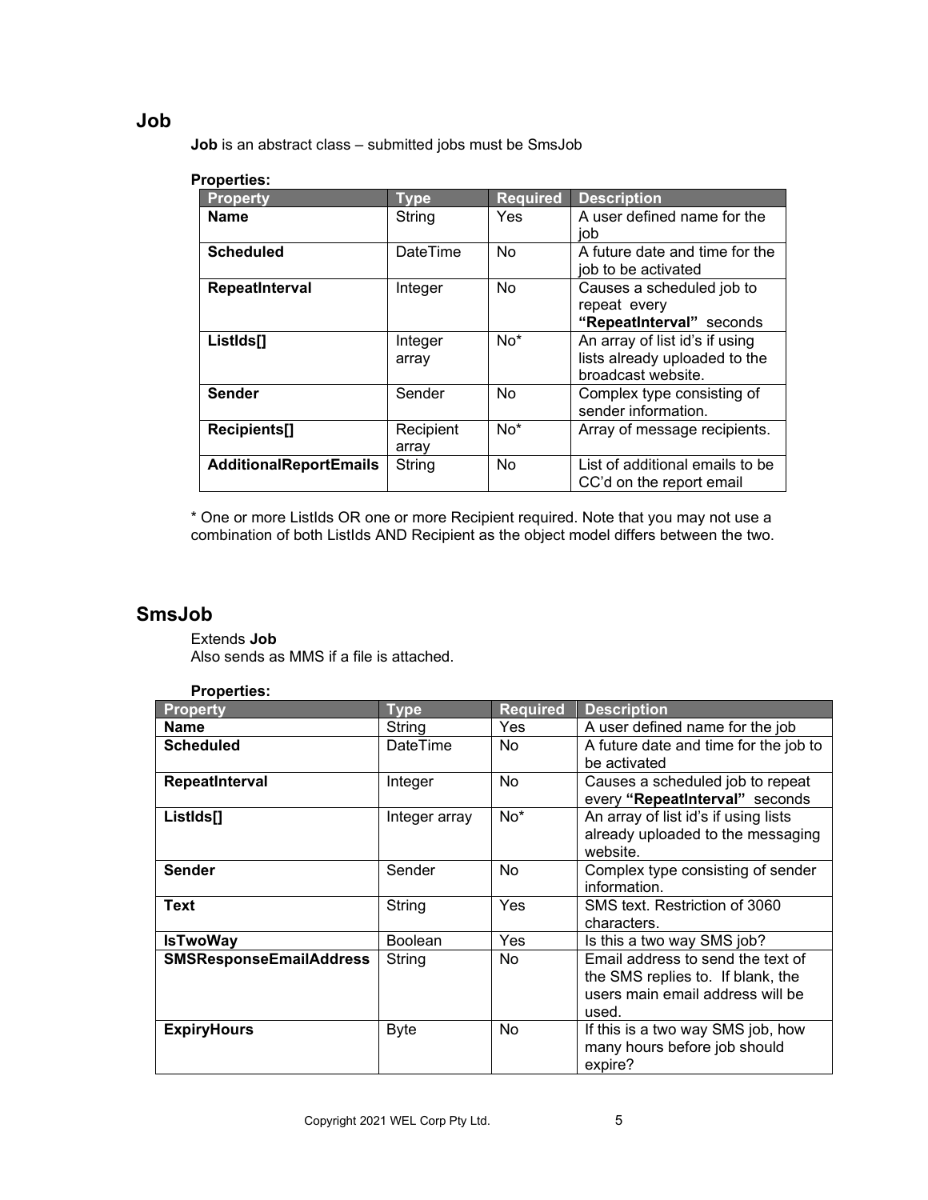## Job

**Job** is an abstract class – submitted jobs must be SmsJob

**Properties:**

| Property | Type | Required | Description |
|---|---|---|---|
| **Name** | String | Yes | A user defined name for the job |
| **Scheduled** | DateTime | No | A future date and time for the job to be activated |
| **RepeatInterval** | Integer | No | Causes a scheduled job to repeat every **"RepeatInterval"** seconds |
| **ListIds[]** | Integer array | No* | An array of list id's if using lists already uploaded to the broadcast website. |
| **Sender** | Sender | No | Complex type consisting of sender information. |
| **Recipients[]** | Recipient array | No* | Array of message recipients. |
| **AdditionalReportEmails** | String | No | List of additional emails to be CC'd on the report email |

* One or more ListIds OR one or more Recipient required. Note that you may not use a combination of both ListIds AND Recipient as the object model differs between the two.

## SmsJob

Extends **Job**
Also sends as MMS if a file is attached.

**Properties:**

| Property | Type | Required | Description |
|---|---|---|---|
| **Name** | String | Yes | A user defined name for the job |
| **Scheduled** | DateTime | No | A future date and time for the job to be activated |
| **RepeatInterval** | Integer | No | Causes a scheduled job to repeat every **"RepeatInterval"** seconds |
| **ListIds[]** | Integer array | No* | An array of list id's if using lists already uploaded to the messaging website. |
| **Sender** | Sender | No | Complex type consisting of sender information. |
| **Text** | String | Yes | SMS text. Restriction of 3060 characters. |
| **IsTwoWay** | Boolean | Yes | Is this a two way SMS job? |
| **SMSResponseEmailAddress** | String | No | Email address to send the text of the SMS replies to. If blank, the users main email address will be used. |
| **ExpiryHours** | Byte | No | If this is a two way SMS job, how many hours before job should expire? |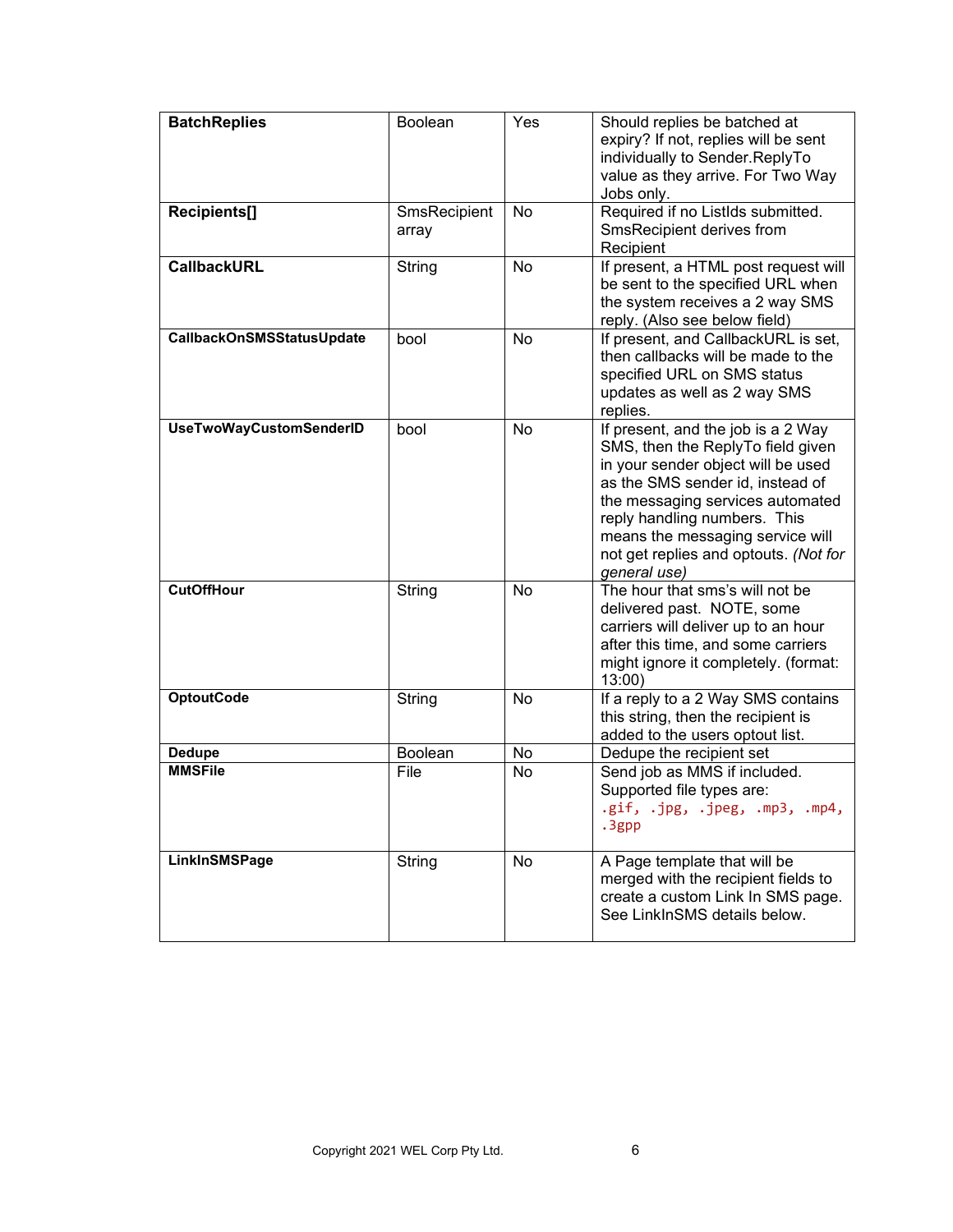| | | | |
|---|---|---|---|
| **BatchReplies** | Boolean | Yes | Should replies be batched at expiry? If not, replies will be sent individually to Sender.ReplyTo value as they arrive. For Two Way Jobs only. |
| **Recipients[]** | SmsRecipient array | No | Required if no ListIds submitted. SmsRecipient derives from Recipient |
| **CallbackURL** | String | No | If present, a HTML post request will be sent to the specified URL when the system receives a 2 way SMS reply. (Also see below field) |
| **CallbackOnSMSStatusUpdate** | bool | No | If present, and CallbackURL is set, then callbacks will be made to the specified URL on SMS status updates as well as 2 way SMS replies. |
| **UseTwoWayCustomSenderID** | bool | No | If present, and the job is a 2 Way SMS, then the ReplyTo field given in your sender object will be used as the SMS sender id, instead of the messaging services automated reply handling numbers. This means the messaging service will not get replies and optouts. *(Not for general use)* |
| **CutOffHour** | String | No | The hour that sms's will not be delivered past. NOTE, some carriers will deliver up to an hour after this time, and some carriers might ignore it completely. (format: 13:00) |
| **OptoutCode** | String | No | If a reply to a 2 Way SMS contains this string, then the recipient is added to the users optout list. |
| **Dedupe** | Boolean | No | Dedupe the recipient set |
| **MMSFile** | File | No | Send job as MMS if included. Supported file types are: `.gif, .jpg, .jpeg, .mp3, .mp4, .3gpp` |
| **LinkInSMSPage** | String | No | A Page template that will be merged with the recipient fields to create a custom Link In SMS page. See LinkInSMS details below. |

Copyright 2021 WEL Corp Pty Ltd.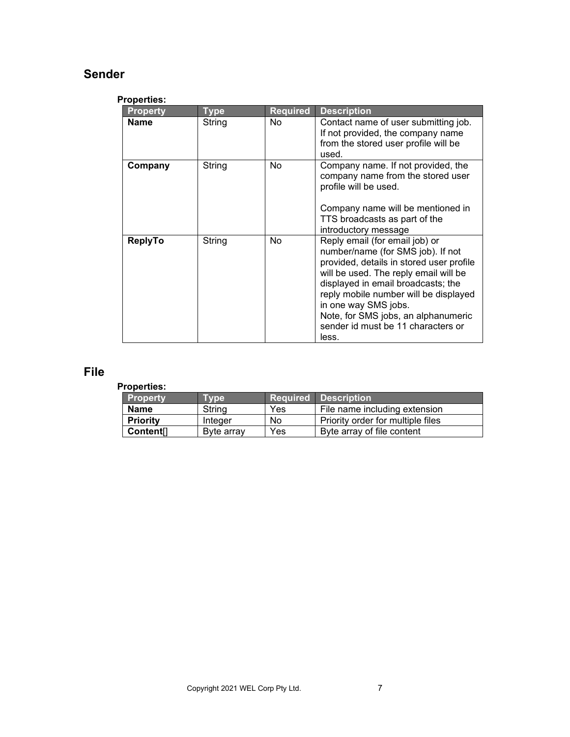## Sender

**Properties:**

| Property | Type | Required | Description |
|---|---|---|---|
| **Name** | String | No | Contact name of user submitting job. If not provided, the company name from the stored user profile will be used. |
| **Company** | String | No | Company name. If not provided, the company name from the stored user profile will be used.<br><br>Company name will be mentioned in TTS broadcasts as part of the introductory message |
| **ReplyTo** | String | No | Reply email (for email job) or number/name (for SMS job). If not provided, details in stored user profile will be used. The reply email will be displayed in email broadcasts; the reply mobile number will be displayed in one way SMS jobs.<br>Note, for SMS jobs, an alphanumeric sender id must be 11 characters or less. |

## File

**Properties:**

| Property | Type | Required | Description |
|---|---|---|---|
| **Name** | String | Yes | File name including extension |
| **Priority** | Integer | No | Priority order for multiple files |
| **Content**[] | Byte array | Yes | Byte array of file content |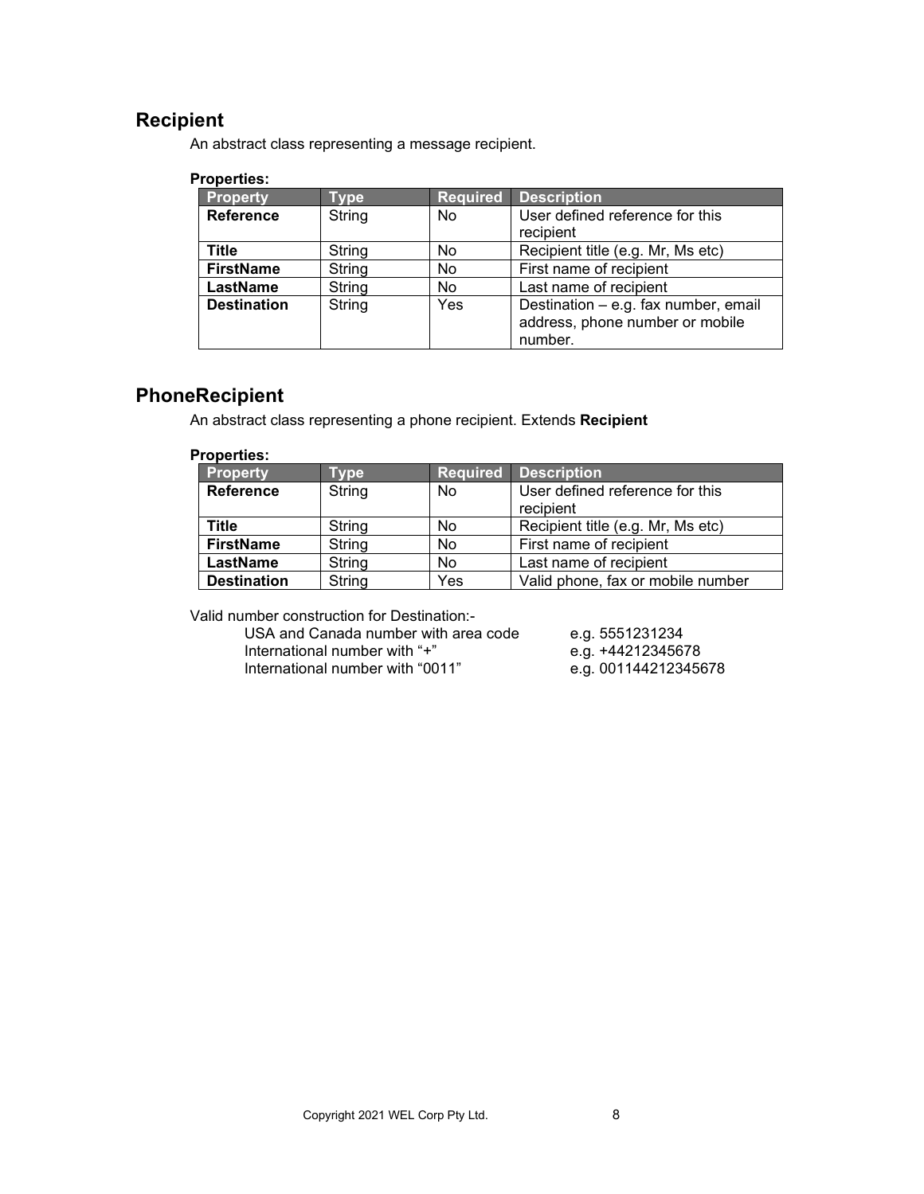## Recipient

An abstract class representing a message recipient.

**Properties:**

| Property | Type | Required | Description |
|---|---|---|---|
| **Reference** | String | No | User defined reference for this recipient |
| **Title** | String | No | Recipient title (e.g. Mr, Ms etc) |
| **FirstName** | String | No | First name of recipient |
| **LastName** | String | No | Last name of recipient |
| **Destination** | String | Yes | Destination – e.g. fax number, email address, phone number or mobile number. |

## PhoneRecipient

An abstract class representing a phone recipient. Extends **Recipient**

**Properties:**

| Property | Type | Required | Description |
|---|---|---|---|
| **Reference** | String | No | User defined reference for this recipient |
| **Title** | String | No | Recipient title (e.g. Mr, Ms etc) |
| **FirstName** | String | No | First name of recipient |
| **LastName** | String | No | Last name of recipient |
| **Destination** | String | Yes | Valid phone, fax or mobile number |

Valid number construction for Destination:-

- USA and Canada number with area code — e.g. 5551231234
- International number with “+” — e.g. +44212345678
- International number with “0011” — e.g. 001144212345678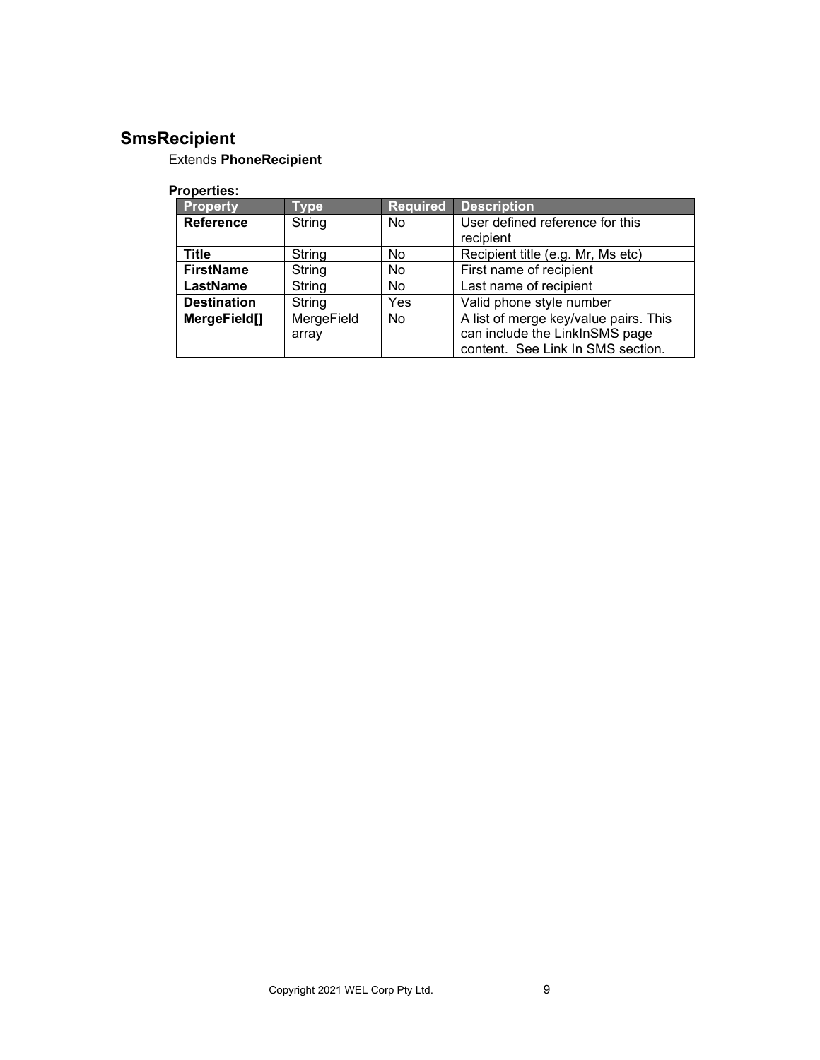## SmsRecipient

Extends **PhoneRecipient**

**Properties:**

| Property | Type | Required | Description |
|---|---|---|---|
| **Reference** | String | No | User defined reference for this recipient |
| **Title** | String | No | Recipient title (e.g. Mr, Ms etc) |
| **FirstName** | String | No | First name of recipient |
| **LastName** | String | No | Last name of recipient |
| **Destination** | String | Yes | Valid phone style number |
| **MergeField[]** | MergeField array | No | A list of merge key/value pairs. This can include the LinkInSMS page content. See Link In SMS section. |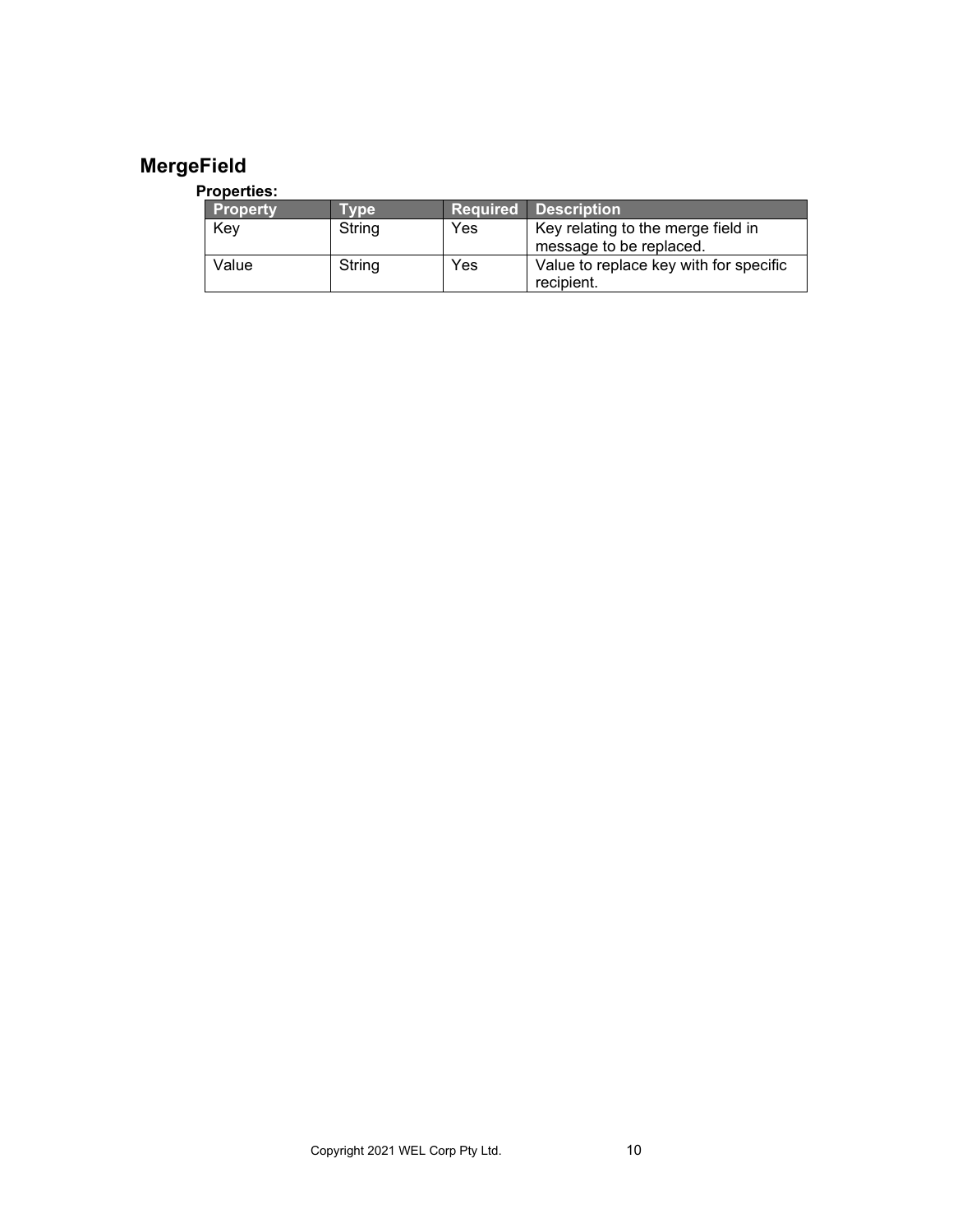## MergeField

**Properties:**

| Property | Type | Required | Description |
| --- | --- | --- | --- |
| Key | String | Yes | Key relating to the merge field in message to be replaced. |
| Value | String | Yes | Value to replace key with for specific recipient. |

Copyright 2021 WEL Corp Pty Ltd.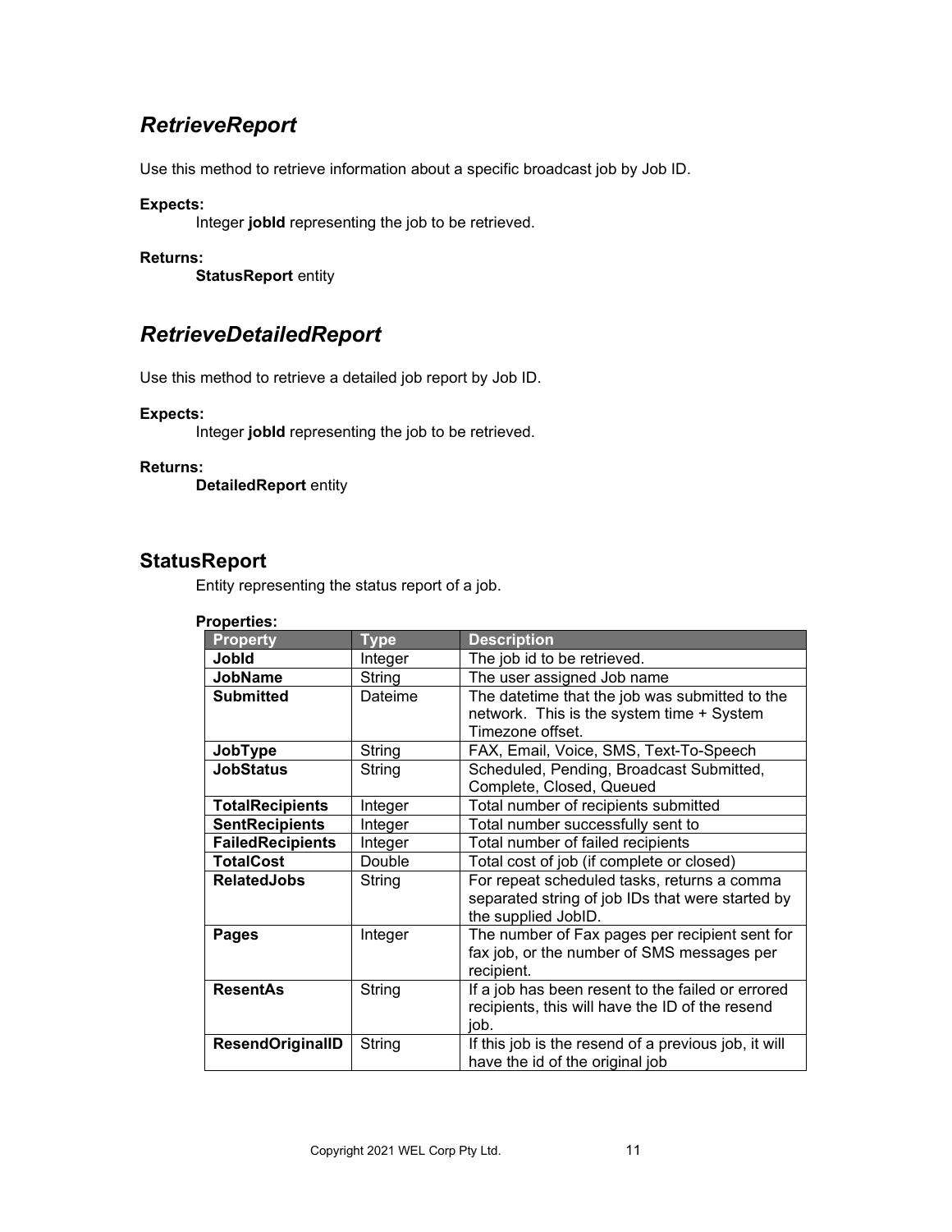## *RetrieveReport*

Use this method to retrieve information about a specific broadcast job by Job ID.

**Expects:**

Integer **jobId** representing the job to be retrieved.

**Returns:**

**StatusReport** entity

## *RetrieveDetailedReport*

Use this method to retrieve a detailed job report by Job ID.

**Expects:**

Integer **jobId** representing the job to be retrieved.

**Returns:**

**DetailedReport** entity

## StatusReport

Entity representing the status report of a job.

**Properties:**

| Property | Type | Description |
|---|---|---|
| **JobId** | Integer | The job id to be retrieved. |
| **JobName** | String | The user assigned Job name |
| **Submitted** | Dateime | The datetime that the job was submitted to the network. This is the system time + System Timezone offset. |
| **JobType** | String | FAX, Email, Voice, SMS, Text-To-Speech |
| **JobStatus** | String | Scheduled, Pending, Broadcast Submitted, Complete, Closed, Queued |
| **TotalRecipients** | Integer | Total number of recipients submitted |
| **SentRecipients** | Integer | Total number successfully sent to |
| **FailedRecipients** | Integer | Total number of failed recipients |
| **TotalCost** | Double | Total cost of job (if complete or closed) |
| **RelatedJobs** | String | For repeat scheduled tasks, returns a comma separated string of job IDs that were started by the supplied JobID. |
| **Pages** | Integer | The number of Fax pages per recipient sent for fax job, or the number of SMS messages per recipient. |
| **ResentAs** | String | If a job has been resent to the failed or errored recipients, this will have the ID of the resend job. |
| **ResendOriginalID** | String | If this job is the resend of a previous job, it will have the id of the original job |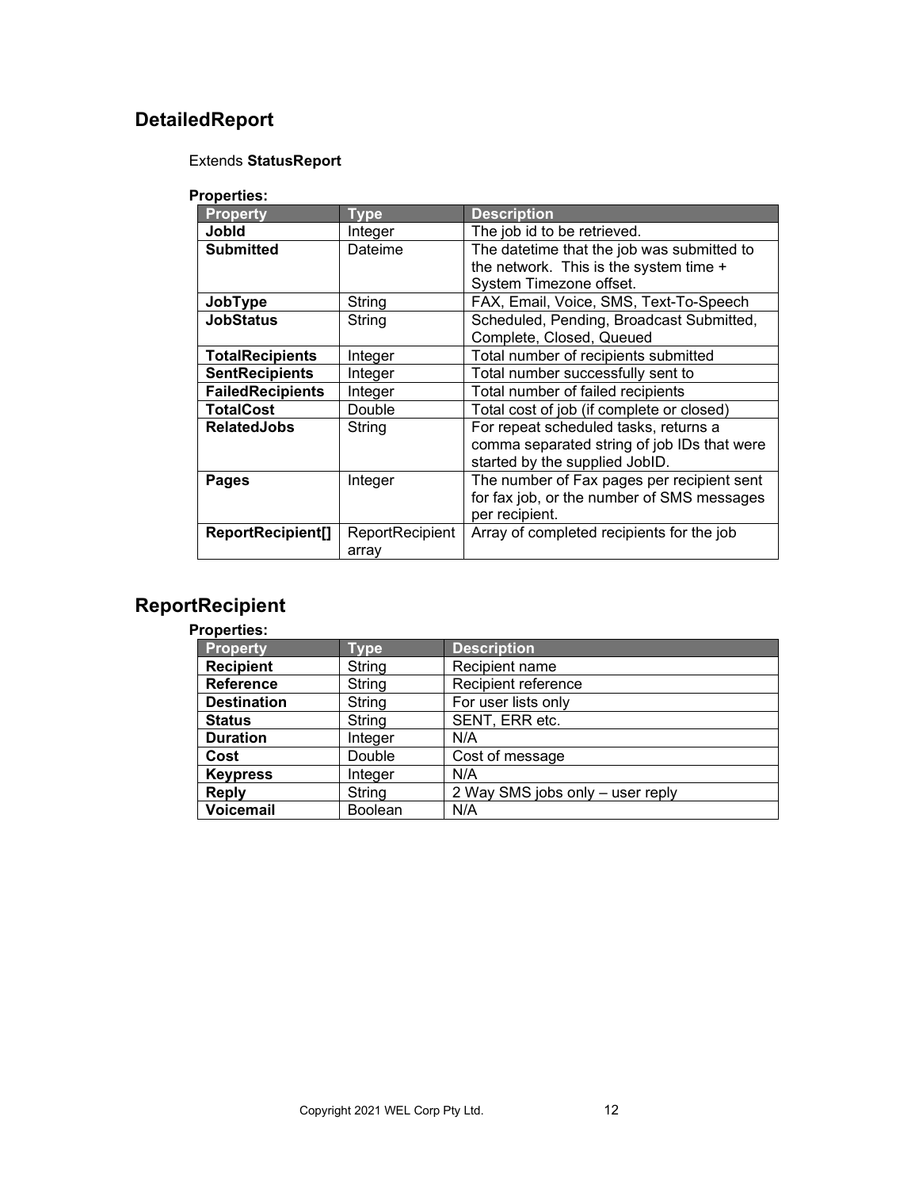## DetailedReport

Extends **StatusReport**

**Properties:**

| Property | Type | Description |
|---|---|---|
| **JobId** | Integer | The job id to be retrieved. |
| **Submitted** | Dateime | The datetime that the job was submitted to the network. This is the system time + System Timezone offset. |
| **JobType** | String | FAX, Email, Voice, SMS, Text-To-Speech |
| **JobStatus** | String | Scheduled, Pending, Broadcast Submitted, Complete, Closed, Queued |
| **TotalRecipients** | Integer | Total number of recipients submitted |
| **SentRecipients** | Integer | Total number successfully sent to |
| **FailedRecipients** | Integer | Total number of failed recipients |
| **TotalCost** | Double | Total cost of job (if complete or closed) |
| **RelatedJobs** | String | For repeat scheduled tasks, returns a comma separated string of job IDs that were started by the supplied JobID. |
| **Pages** | Integer | The number of Fax pages per recipient sent for fax job, or the number of SMS messages per recipient. |
| **ReportRecipient[]** | ReportRecipient array | Array of completed recipients for the job |

## ReportRecipient

**Properties:**

| Property | Type | Description |
|---|---|---|
| **Recipient** | String | Recipient name |
| **Reference** | String | Recipient reference |
| **Destination** | String | For user lists only |
| **Status** | String | SENT, ERR etc. |
| **Duration** | Integer | N/A |
| **Cost** | Double | Cost of message |
| **Keypress** | Integer | N/A |
| **Reply** | String | 2 Way SMS jobs only – user reply |
| **Voicemail** | Boolean | N/A |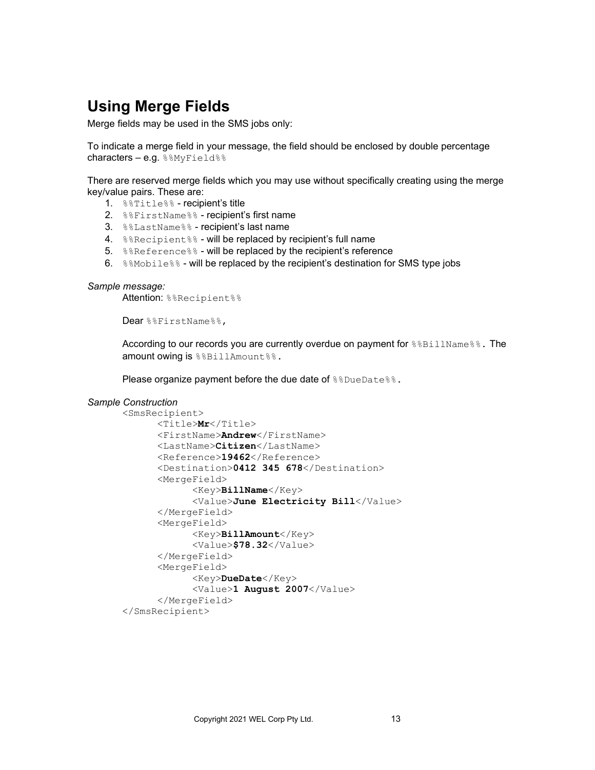## Using Merge Fields

Merge fields may be used in the SMS jobs only:

To indicate a merge field in your message, the field should be enclosed by double percentage characters – e.g. `%%MyField%%`

There are reserved merge fields which you may use without specifically creating using the merge key/value pairs. These are:

1. `%%Title%%` - recipient's title
2. `%%FirstName%%` - recipient's first name
3. `%%LastName%%` - recipient's last name
4. `%%Recipient%%` - will be replaced by recipient's full name
5. `%%Reference%%` - will be replaced by the recipient's reference
6. `%%Mobile%%` - will be replaced by the recipient's destination for SMS type jobs

*Sample message:*

> Attention: `%%Recipient%%`
>
> Dear `%%FirstName%%,`
>
> According to our records you are currently overdue on payment for `%%BillName%%.` The amount owing is `%%BillAmount%%.`
>
> Please organize payment before the due date of `%%DueDate%%.`

*Sample Construction*

```
<SmsRecipient>
      <Title>Mr</Title>
      <FirstName>Andrew</FirstName>
      <LastName>Citizen</LastName>
      <Reference>19462</Reference>
      <Destination>0412 345 678</Destination>
      <MergeField>
            <Key>BillName</Key>
            <Value>June Electricity Bill</Value>
      </MergeField>
      <MergeField>
            <Key>BillAmount</Key>
            <Value>$78.32</Value>
      </MergeField>
      <MergeField>
            <Key>DueDate</Key>
            <Value>1 August 2007</Value>
      </MergeField>
</SmsRecipient>
```

Copyright 2021 WEL Corp Pty Ltd.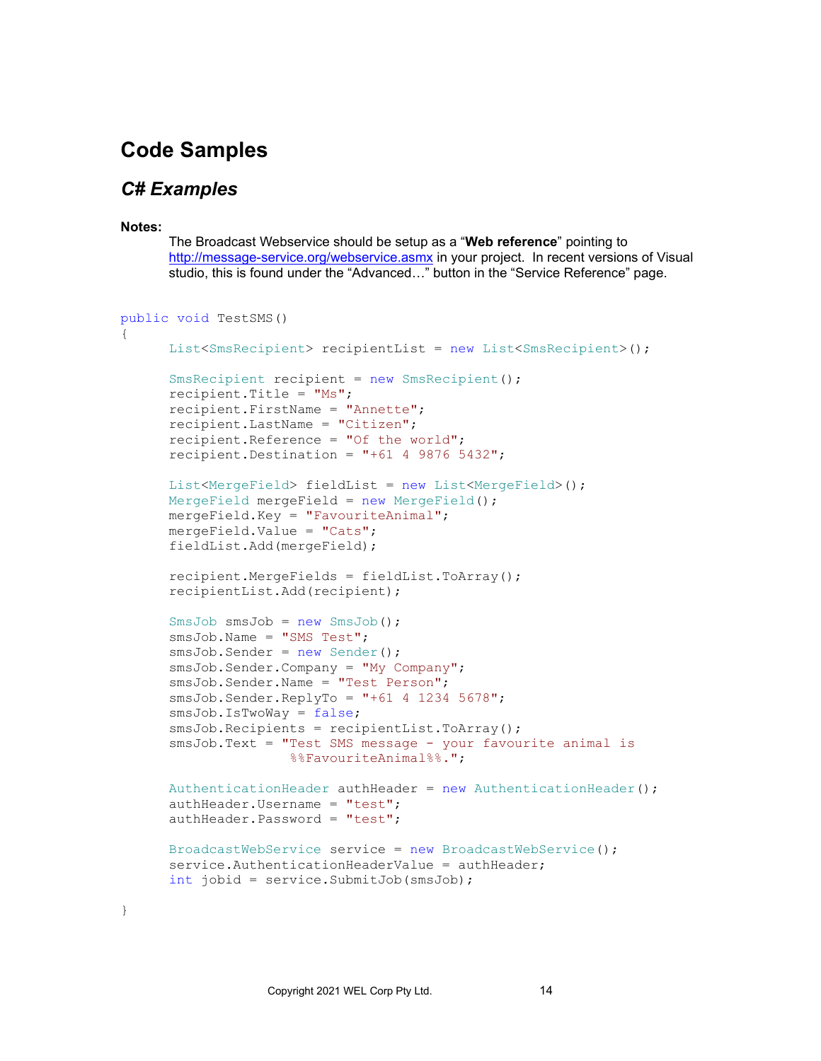# Code Samples

## *C# Examples*

**Notes:**

The Broadcast Webservice should be setup as a “**Web reference**” pointing to http://message-service.org/webservice.asmx in your project. In recent versions of Visual studio, this is found under the “Advanced…” button in the “Service Reference” page.

```
public void TestSMS()
{
      List<SmsRecipient> recipientList = new List<SmsRecipient>();

      SmsRecipient recipient = new SmsRecipient();
      recipient.Title = "Ms";
      recipient.FirstName = "Annette";
      recipient.LastName = "Citizen";
      recipient.Reference = "Of the world";
      recipient.Destination = "+61 4 9876 5432";

      List<MergeField> fieldList = new List<MergeField>();
      MergeField mergeField = new MergeField();
      mergeField.Key = "FavouriteAnimal";
      mergeField.Value = "Cats";
      fieldList.Add(mergeField);

      recipient.MergeFields = fieldList.ToArray();
      recipientList.Add(recipient);

      SmsJob smsJob = new SmsJob();
      smsJob.Name = "SMS Test";
      smsJob.Sender = new Sender();
      smsJob.Sender.Company = "My Company";
      smsJob.Sender.Name = "Test Person";
      smsJob.Sender.ReplyTo = "+61 4 1234 5678";
      smsJob.IsTwoWay = false;
      smsJob.Recipients = recipientList.ToArray();
      smsJob.Text = "Test SMS message - your favourite animal is
                     %%FavouriteAnimal%%.";

      AuthenticationHeader authHeader = new AuthenticationHeader();
      authHeader.Username = "test";
      authHeader.Password = "test";

      BroadcastWebService service = new BroadcastWebService();
      service.AuthenticationHeaderValue = authHeader;
      int jobid = service.SubmitJob(smsJob);

}
```

Copyright 2021 WEL Corp Pty Ltd.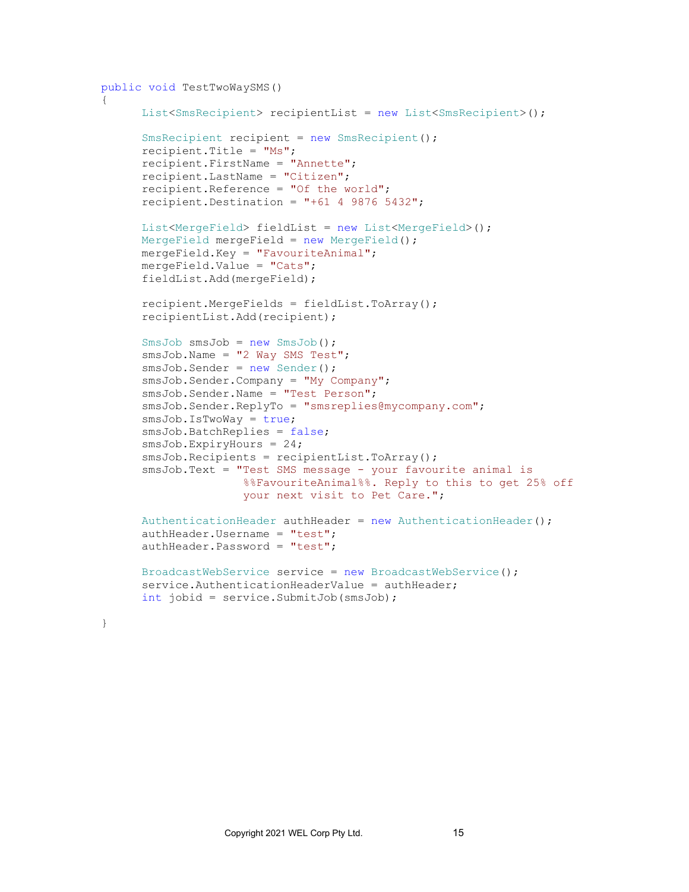```
public void TestTwoWaySMS()
{
      List<SmsRecipient> recipientList = new List<SmsRecipient>();

      SmsRecipient recipient = new SmsRecipient();
      recipient.Title = "Ms";
      recipient.FirstName = "Annette";
      recipient.LastName = "Citizen";
      recipient.Reference = "Of the world";
      recipient.Destination = "+61 4 9876 5432";

      List<MergeField> fieldList = new List<MergeField>();
      MergeField mergeField = new MergeField();
      mergeField.Key = "FavouriteAnimal";
      mergeField.Value = "Cats";
      fieldList.Add(mergeField);

      recipient.MergeFields = fieldList.ToArray();
      recipientList.Add(recipient);

      SmsJob smsJob = new SmsJob();
      smsJob.Name = "2 Way SMS Test";
      smsJob.Sender = new Sender();
      smsJob.Sender.Company = "My Company";
      smsJob.Sender.Name = "Test Person";
      smsJob.Sender.ReplyTo = "smsreplies@mycompany.com";
      smsJob.IsTwoWay = true;
      smsJob.BatchReplies = false;
      smsJob.ExpiryHours = 24;
      smsJob.Recipients = recipientList.ToArray();
      smsJob.Text = "Test SMS message - your favourite animal is
                    %%FavouriteAnimal%%. Reply to this to get 25% off
                    your next visit to Pet Care.";

      AuthenticationHeader authHeader = new AuthenticationHeader();
      authHeader.Username = "test";
      authHeader.Password = "test";

      BroadcastWebService service = new BroadcastWebService();
      service.AuthenticationHeaderValue = authHeader;
      int jobid = service.SubmitJob(smsJob);

}
```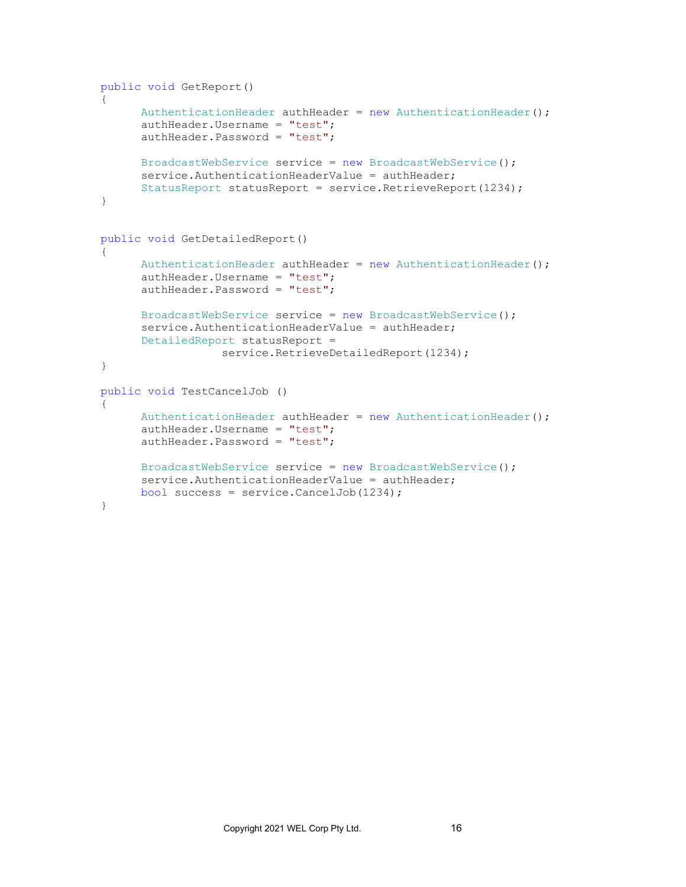```
public void GetReport()
{
      AuthenticationHeader authHeader = new AuthenticationHeader();
      authHeader.Username = "test";
      authHeader.Password = "test";

      BroadcastWebService service = new BroadcastWebService();
      service.AuthenticationHeaderValue = authHeader;
      StatusReport statusReport = service.RetrieveReport(1234);
}


public void GetDetailedReport()
{
      AuthenticationHeader authHeader = new AuthenticationHeader();
      authHeader.Username = "test";
      authHeader.Password = "test";

      BroadcastWebService service = new BroadcastWebService();
      service.AuthenticationHeaderValue = authHeader;
      DetailedReport statusReport =
                  service.RetrieveDetailedReport(1234);
}

public void TestCancelJob ()
{
      AuthenticationHeader authHeader = new AuthenticationHeader();
      authHeader.Username = "test";
      authHeader.Password = "test";

      BroadcastWebService service = new BroadcastWebService();
      service.AuthenticationHeaderValue = authHeader;
      bool success = service.CancelJob(1234);
}
```

Copyright 2021 WEL Corp Pty Ltd.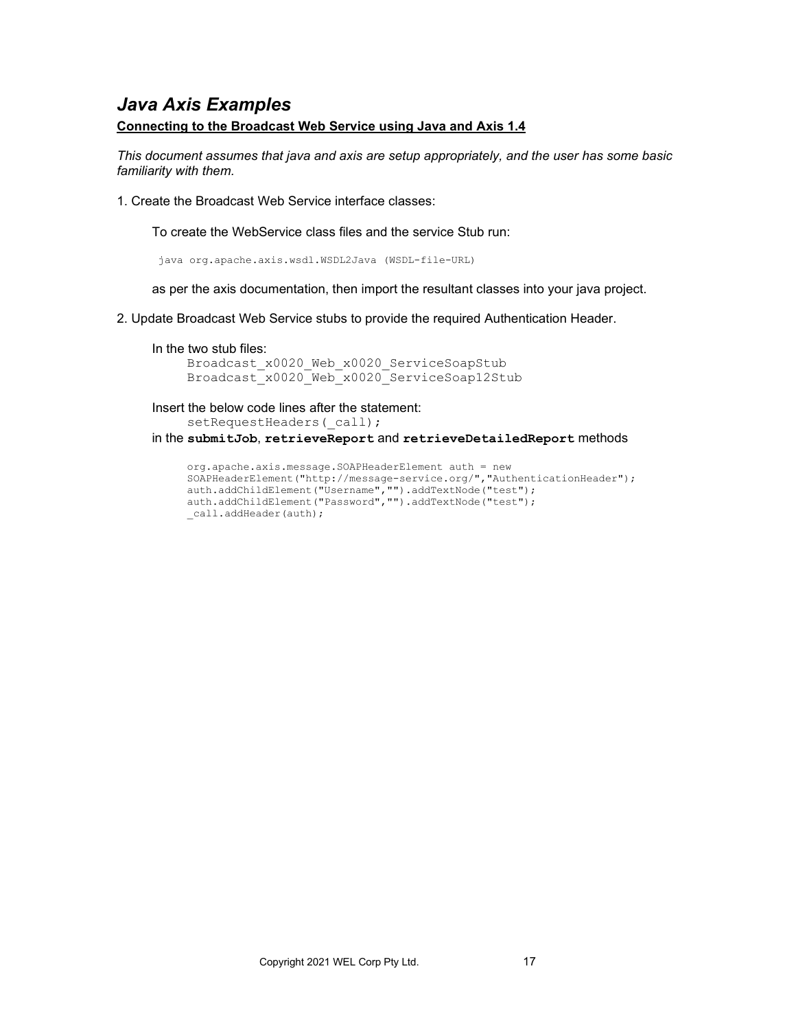## *Java Axis Examples*

**Connecting to the Broadcast Web Service using Java and Axis 1.4**

*This document assumes that java and axis are setup appropriately, and the user has some basic familiarity with them.*

1. Create the Broadcast Web Service interface classes:

   To create the WebService class files and the service Stub run:

   ```
   java org.apache.axis.wsdl.WSDL2Java (WSDL-file-URL)
   ```

   as per the axis documentation, then import the resultant classes into your java project.

2. Update Broadcast Web Service stubs to provide the required Authentication Header.

   In the two stub files:
   `Broadcast_x0020_Web_x0020_ServiceSoapStub`
   `Broadcast_x0020_Web_x0020_ServiceSoap12Stub`

   Insert the below code lines after the statement:
   `setRequestHeaders(_call);`
   in the **`submitJob`**, **`retrieveReport`** and **`retrieveDetailedReport`** methods

   ```
   org.apache.axis.message.SOAPHeaderElement auth = new
   SOAPHeaderElement("http://message-service.org/","AuthenticationHeader");
   auth.addChildElement("Username","").addTextNode("test");
   auth.addChildElement("Password","").addTextNode("test");
   _call.addHeader(auth);
   ```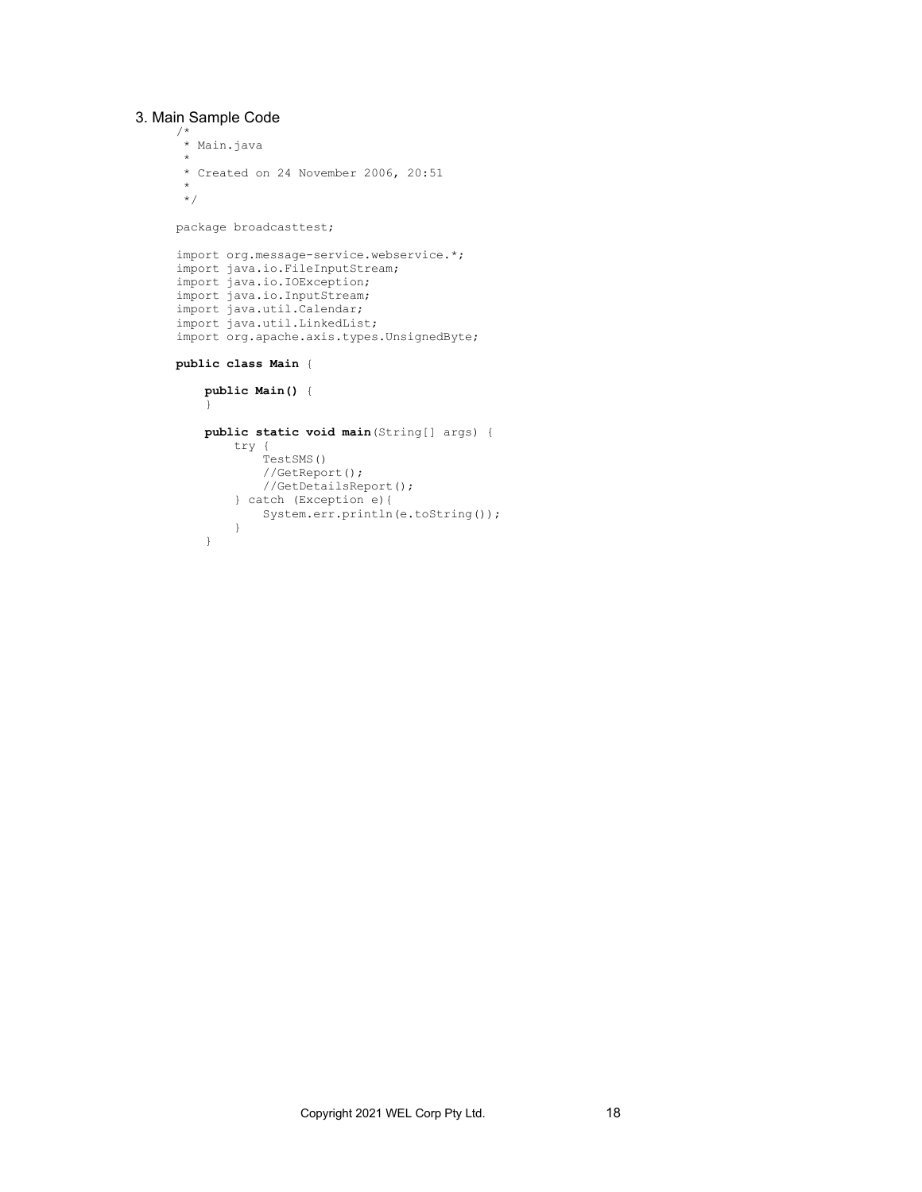## 3. Main Sample Code

```
/*
 * Main.java
 *
 * Created on 24 November 2006, 20:51
 *
 */

package broadcasttest;

import org.message-service.webservice.*;
import java.io.FileInputStream;
import java.io.IOException;
import java.io.InputStream;
import java.util.Calendar;
import java.util.LinkedList;
import org.apache.axis.types.UnsignedByte;

public class Main {

    public Main() {
    }

    public static void main(String[] args) {
        try {
            TestSMS()
            //GetReport();
            //GetDetailsReport();
        } catch (Exception e){
            System.err.println(e.toString());
        }
    }
```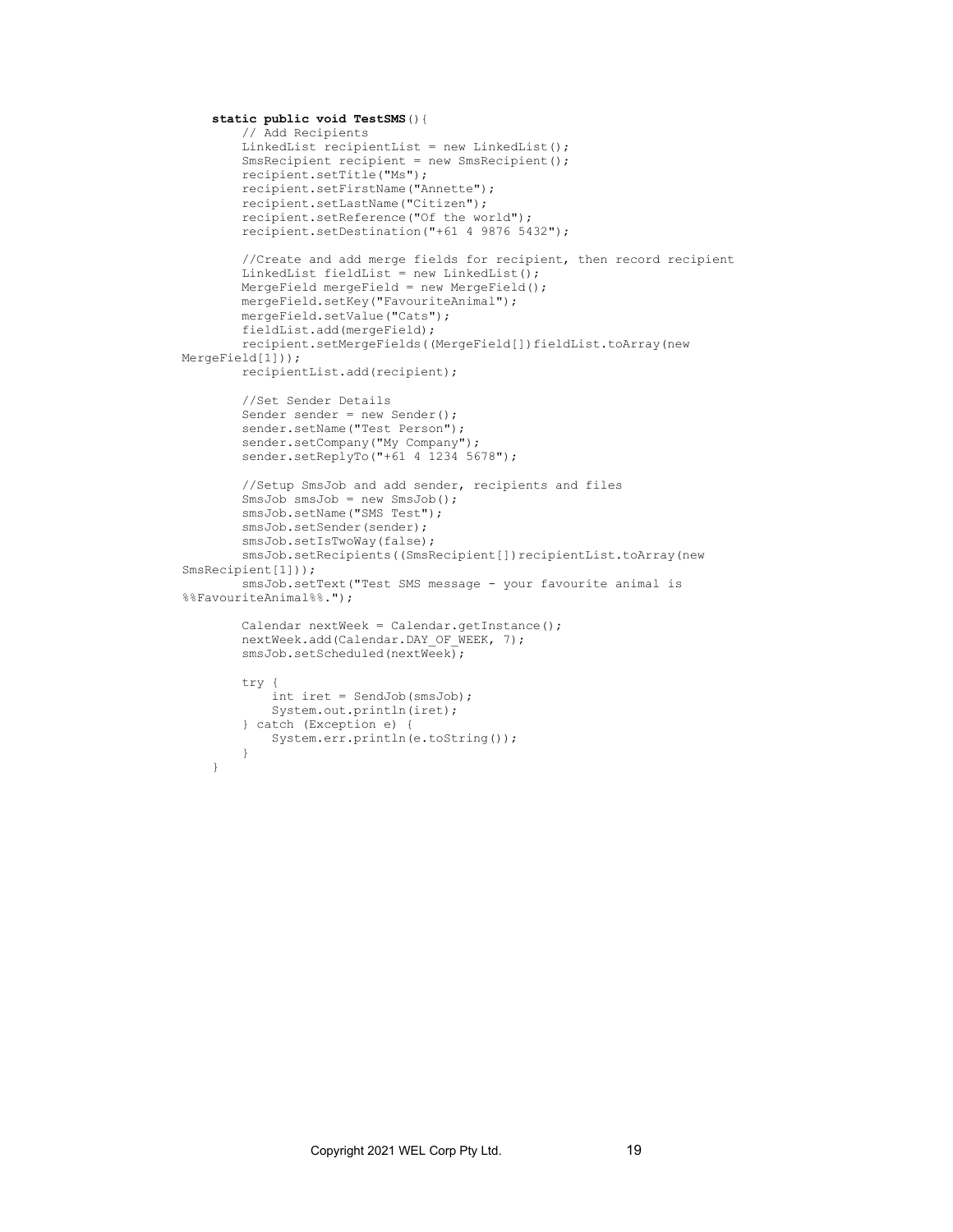```java
    static public void TestSMS(){
        // Add Recipients
        LinkedList recipientList = new LinkedList();
        SmsRecipient recipient = new SmsRecipient();
        recipient.setTitle("Ms");
        recipient.setFirstName("Annette");
        recipient.setLastName("Citizen");
        recipient.setReference("Of the world");
        recipient.setDestination("+61 4 9876 5432");

        //Create and add merge fields for recipient, then record recipient
        LinkedList fieldList = new LinkedList();
        MergeField mergeField = new MergeField();
        mergeField.setKey("FavouriteAnimal");
        mergeField.setValue("Cats");
        fieldList.add(mergeField);
        recipient.setMergeFields((MergeField[])fieldList.toArray(new
MergeField[1]));
        recipientList.add(recipient);

        //Set Sender Details
        Sender sender = new Sender();
        sender.setName("Test Person");
        sender.setCompany("My Company");
        sender.setReplyTo("+61 4 1234 5678");

        //Setup SmsJob and add sender, recipients and files
        SmsJob smsJob = new SmsJob();
        smsJob.setName("SMS Test");
        smsJob.setSender(sender);
        smsJob.setIsTwoWay(false);
        smsJob.setRecipients((SmsRecipient[])recipientList.toArray(new
SmsRecipient[1]));
        smsJob.setText("Test SMS message - your favourite animal is
%%FavouriteAnimal%%.");

        Calendar nextWeek = Calendar.getInstance();
        nextWeek.add(Calendar.DAY_OF_WEEK, 7);
        smsJob.setScheduled(nextWeek);

        try {
            int iret = SendJob(smsJob);
            System.out.println(iret);
        } catch (Exception e) {
            System.err.println(e.toString());
        }
    }
```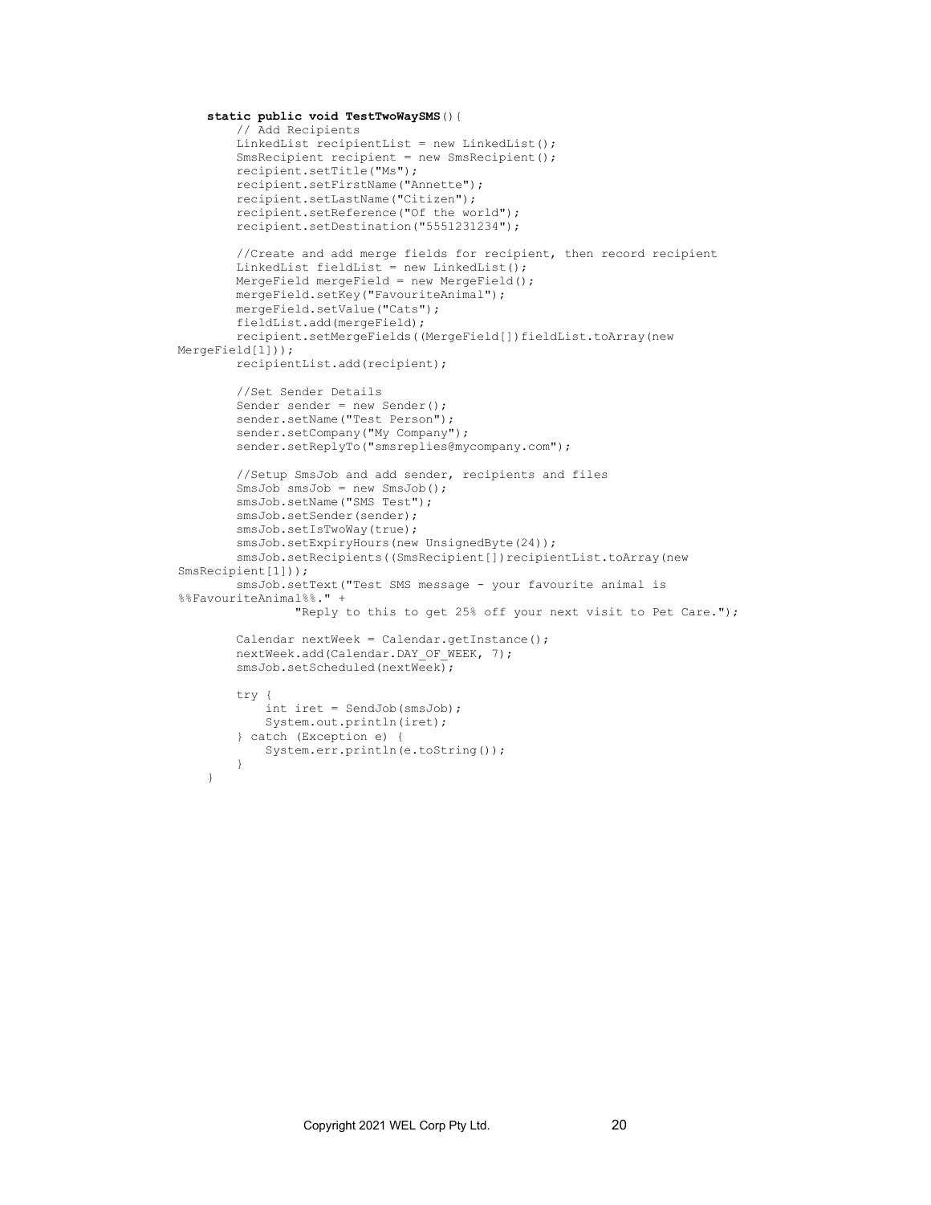```java
    static public void TestTwoWaySMS(){
        // Add Recipients
        LinkedList recipientList = new LinkedList();
        SmsRecipient recipient = new SmsRecipient();
        recipient.setTitle("Ms");
        recipient.setFirstName("Annette");
        recipient.setLastName("Citizen");
        recipient.setReference("Of the world");
        recipient.setDestination("5551231234");

        //Create and add merge fields for recipient, then record recipient
        LinkedList fieldList = new LinkedList();
        MergeField mergeField = new MergeField();
        mergeField.setKey("FavouriteAnimal");
        mergeField.setValue("Cats");
        fieldList.add(mergeField);
        recipient.setMergeFields((MergeField[])fieldList.toArray(new 
MergeField[1]));
        recipientList.add(recipient);

        //Set Sender Details
        Sender sender = new Sender();
        sender.setName("Test Person");
        sender.setCompany("My Company");
        sender.setReplyTo("smsreplies@mycompany.com");

        //Setup SmsJob and add sender, recipients and files
        SmsJob smsJob = new SmsJob();
        smsJob.setName("SMS Test");
        smsJob.setSender(sender);
        smsJob.setIsTwoWay(true);
        smsJob.setExpiryHours(new UnsignedByte(24));
        smsJob.setRecipients((SmsRecipient[])recipientList.toArray(new 
SmsRecipient[1]));
        smsJob.setText("Test SMS message - your favourite animal is 
%%FavouriteAnimal%%." +
                "Reply to this to get 25% off your next visit to Pet Care.");

        Calendar nextWeek = Calendar.getInstance();
        nextWeek.add(Calendar.DAY_OF_WEEK, 7);
        smsJob.setScheduled(nextWeek);

        try {
            int iret = SendJob(smsJob);
            System.out.println(iret);
        } catch (Exception e) {
            System.err.println(e.toString());
        }
    }
```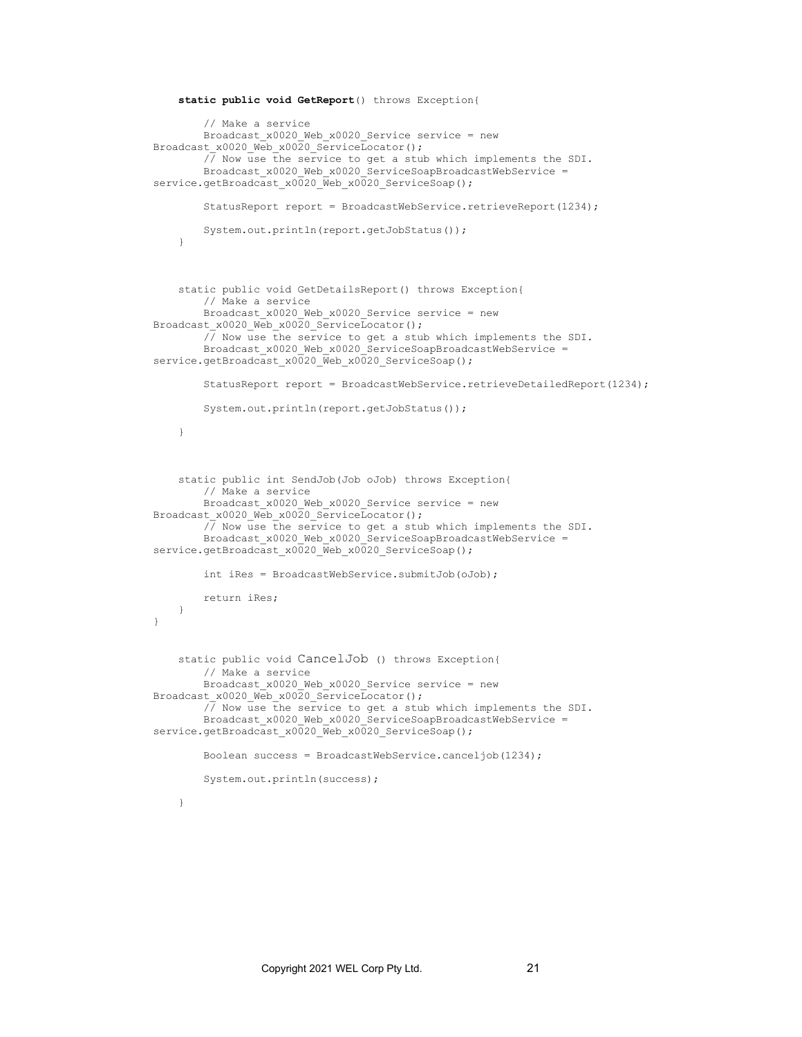```java
    static public void GetReport() throws Exception{

        // Make a service
        Broadcast_x0020_Web_x0020_Service service = new
Broadcast_x0020_Web_x0020_ServiceLocator();
        // Now use the service to get a stub which implements the SDI.
        Broadcast_x0020_Web_x0020_ServiceSoapBroadcastWebService =
service.getBroadcast_x0020_Web_x0020_ServiceSoap();

        StatusReport report = BroadcastWebService.retrieveReport(1234);

        System.out.println(report.getJobStatus());
    }



    static public void GetDetailsReport() throws Exception{
        // Make a service
        Broadcast_x0020_Web_x0020_Service service = new
Broadcast_x0020_Web_x0020_ServiceLocator();
        // Now use the service to get a stub which implements the SDI.
        Broadcast_x0020_Web_x0020_ServiceSoapBroadcastWebService =
service.getBroadcast_x0020_Web_x0020_ServiceSoap();

        StatusReport report = BroadcastWebService.retrieveDetailedReport(1234);

        System.out.println(report.getJobStatus());

    }



    static public int SendJob(Job oJob) throws Exception{
        // Make a service
        Broadcast_x0020_Web_x0020_Service service = new
Broadcast_x0020_Web_x0020_ServiceLocator();
        // Now use the service to get a stub which implements the SDI.
        Broadcast_x0020_Web_x0020_ServiceSoapBroadcastWebService =
service.getBroadcast_x0020_Web_x0020_ServiceSoap();

        int iRes = BroadcastWebService.submitJob(oJob);

        return iRes;
    }
}


    static public void CancelJob () throws Exception{
        // Make a service
        Broadcast_x0020_Web_x0020_Service service = new
Broadcast_x0020_Web_x0020_ServiceLocator();
        // Now use the service to get a stub which implements the SDI.
        Broadcast_x0020_Web_x0020_ServiceSoapBroadcastWebService =
service.getBroadcast_x0020_Web_x0020_ServiceSoap();

        Boolean success = BroadcastWebService.canceljob(1234);

        System.out.println(success);

    }
```

Copyright 2021 WEL Corp Pty Ltd.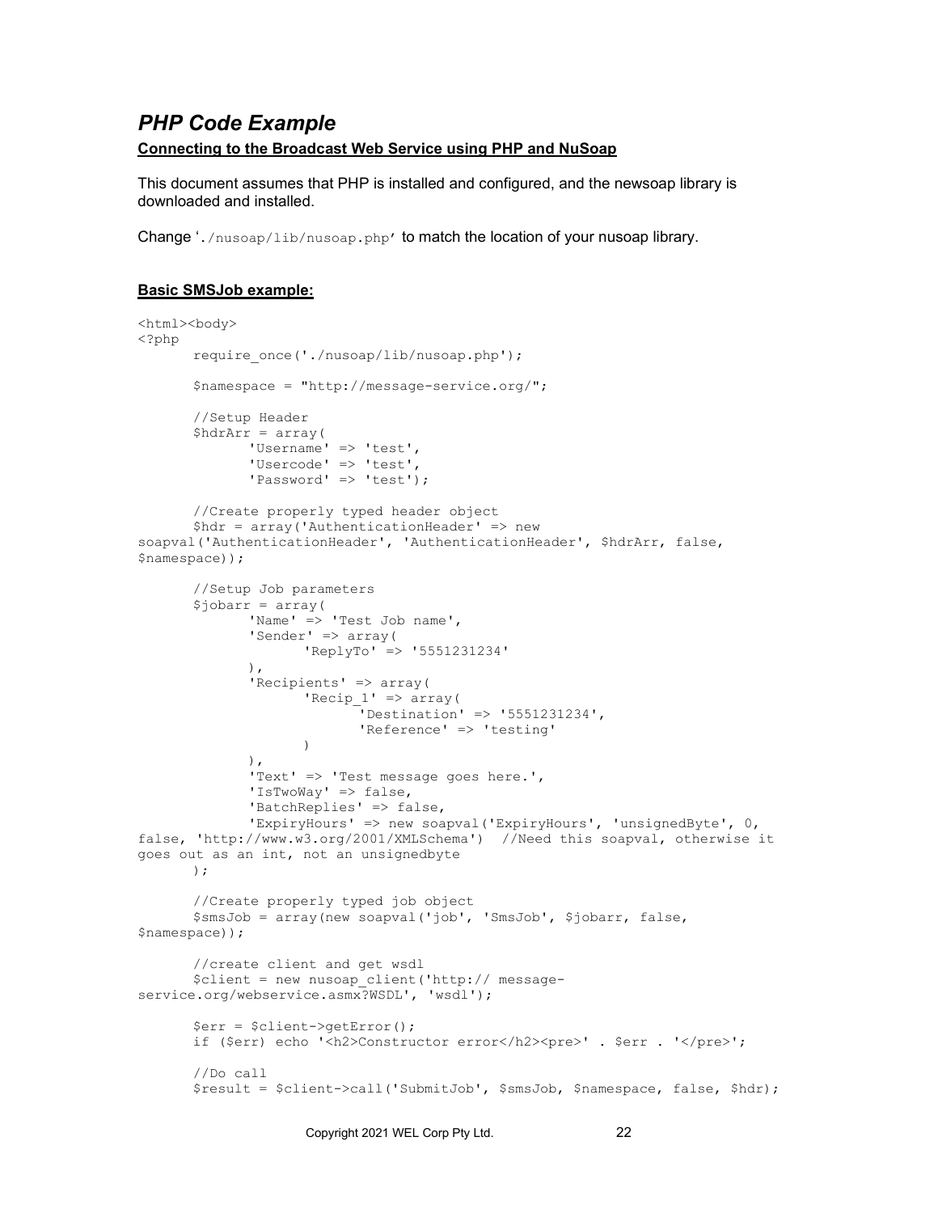## *PHP Code Example*

**Connecting to the Broadcast Web Service using PHP and NuSoap**

This document assumes that PHP is installed and configured, and the newsoap library is downloaded and installed.

Change '`./nusoap/lib/nusoap.php`' to match the location of your nusoap library.

**Basic SMSJob example:**

```
<html><body>
<?php
	require_once('./nusoap/lib/nusoap.php');

	$namespace = "http://message-service.org/";

	//Setup Header
	$hdrArr = array(
		'Username' => 'test',
		'Usercode' => 'test',
		'Password' => 'test');

	//Create properly typed header object
	$hdr = array('AuthenticationHeader' => new
soapval('AuthenticationHeader', 'AuthenticationHeader', $hdrArr, false,
$namespace));

	//Setup Job parameters
	$jobarr = array(
		'Name' => 'Test Job name',
		'Sender' => array(
			'ReplyTo' => '5551231234'
		),
		'Recipients' => array(
			'Recip_1' => array(
				'Destination' => '5551231234',
				'Reference' => 'testing'
			)
		),
		'Text' => 'Test message goes here.',
		'IsTwoWay' => false,
		'BatchReplies' => false,
		'ExpiryHours' => new soapval('ExpiryHours', 'unsignedByte', 0,
false, 'http://www.w3.org/2001/XMLSchema')  //Need this soapval, otherwise it
goes out as an int, not an unsignedbyte
	);

	//Create properly typed job object
	$smsJob = array(new soapval('job', 'SmsJob', $jobarr, false,
$namespace));

	//create client and get wsdl
	$client = new nusoap_client('http:// message-
service.org/webservice.asmx?WSDL', 'wsdl');

	$err = $client->getError();
	if ($err) echo '<h2>Constructor error</h2><pre>' . $err . '</pre>';

	//Do call
	$result = $client->call('SubmitJob', $smsJob, $namespace, false, $hdr);
```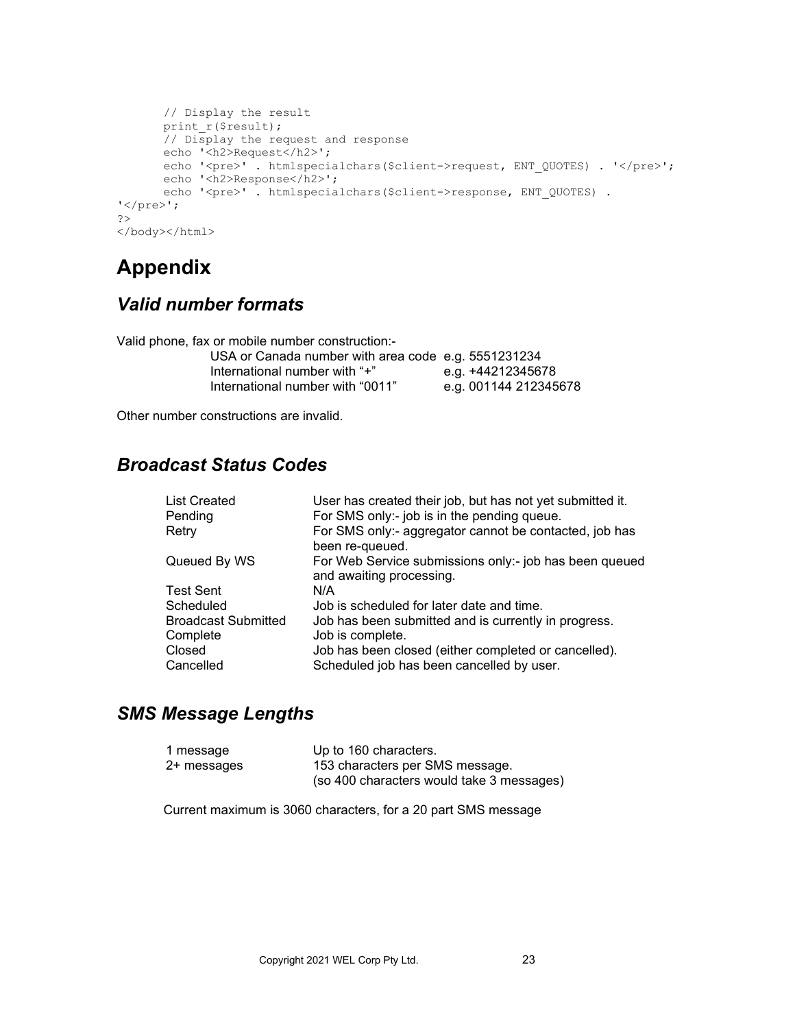```
        // Display the result
        print_r($result);
        // Display the request and response
        echo '<h2>Request</h2>';
        echo '<pre>' . htmlspecialchars($client->request, ENT_QUOTES) . '</pre>';
        echo '<h2>Response</h2>';
        echo '<pre>' . htmlspecialchars($client->response, ENT_QUOTES) .
'</pre>';
?>
</body></html>
```

# Appendix

## *Valid number formats*

Valid phone, fax or mobile number construction:-

| | |
|---|---|
| USA or Canada number with area code | e.g. 5551231234 |
| International number with "+" | e.g. +44212345678 |
| International number with "0011" | e.g. 001144 212345678 |

Other number constructions are invalid.

## *Broadcast Status Codes*

| | |
|---|---|
| List Created | User has created their job, but has not yet submitted it. |
| Pending | For SMS only:- job is in the pending queue. |
| Retry | For SMS only:- aggregator cannot be contacted, job has been re-queued. |
| Queued By WS | For Web Service submissions only:- job has been queued and awaiting processing. |
| Test Sent | N/A |
| Scheduled | Job is scheduled for later date and time. |
| Broadcast Submitted | Job has been submitted and is currently in progress. |
| Complete | Job is complete. |
| Closed | Job has been closed (either completed or cancelled). |
| Cancelled | Scheduled job has been cancelled by user. |

## *SMS Message Lengths*

| | |
|---|---|
| 1 message | Up to 160 characters. |
| 2+ messages | 153 characters per SMS message. (so 400 characters would take 3 messages) |

Current maximum is 3060 characters, for a 20 part SMS message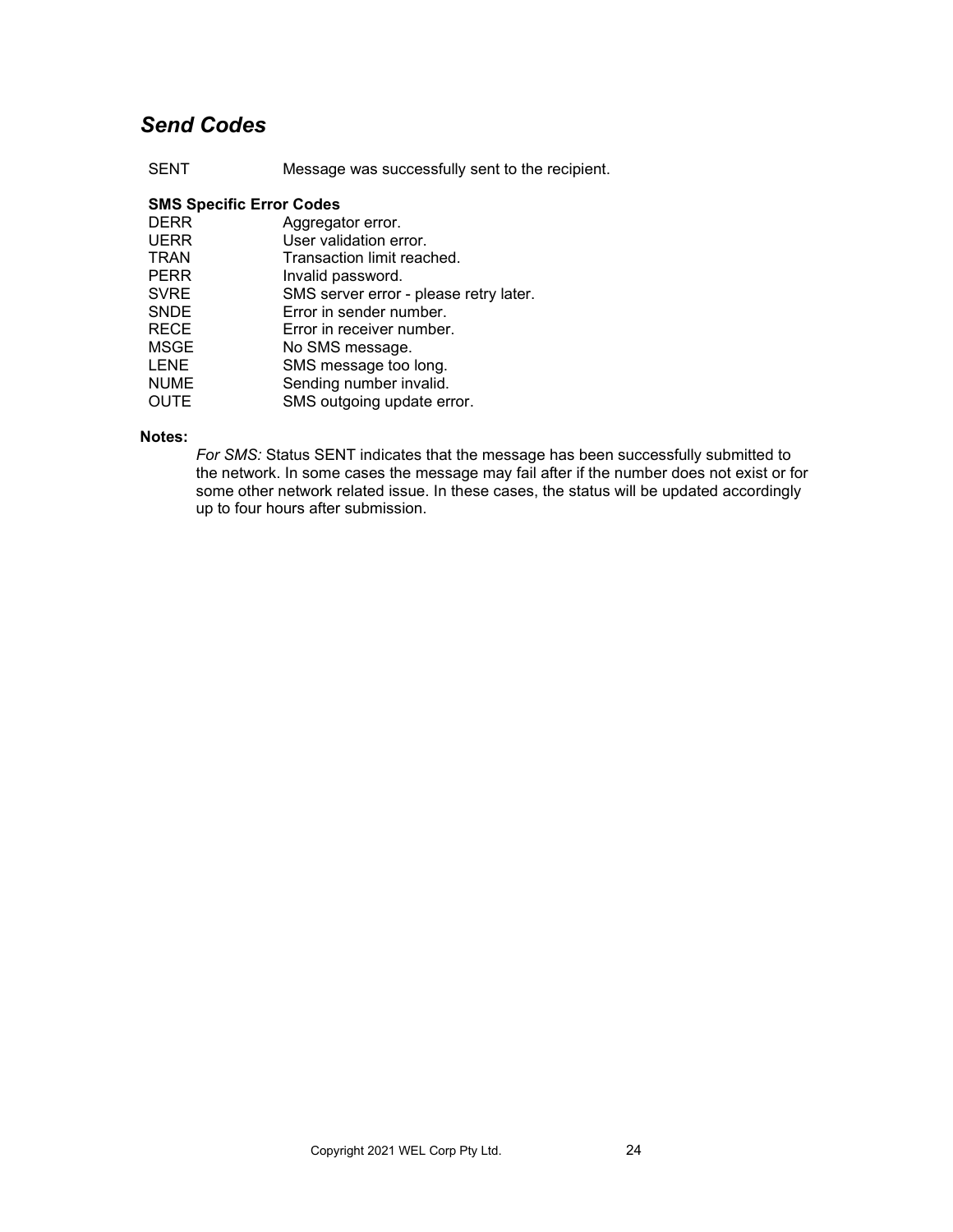## *Send Codes*

| | |
|---|---|
| SENT | Message was successfully sent to the recipient. |

**SMS Specific Error Codes**

| | |
|---|---|
| DERR | Aggregator error. |
| UERR | User validation error. |
| TRAN | Transaction limit reached. |
| PERR | Invalid password. |
| SVRE | SMS server error - please retry later. |
| SNDE | Error in sender number. |
| RECE | Error in receiver number. |
| MSGE | No SMS message. |
| LENE | SMS message too long. |
| NUME | Sending number invalid. |
| OUTE | SMS outgoing update error. |

**Notes:**

*For SMS:* Status SENT indicates that the message has been successfully submitted to the network. In some cases the message may fail after if the number does not exist or for some other network related issue. In these cases, the status will be updated accordingly up to four hours after submission.

Copyright 2021 WEL Corp Pty Ltd.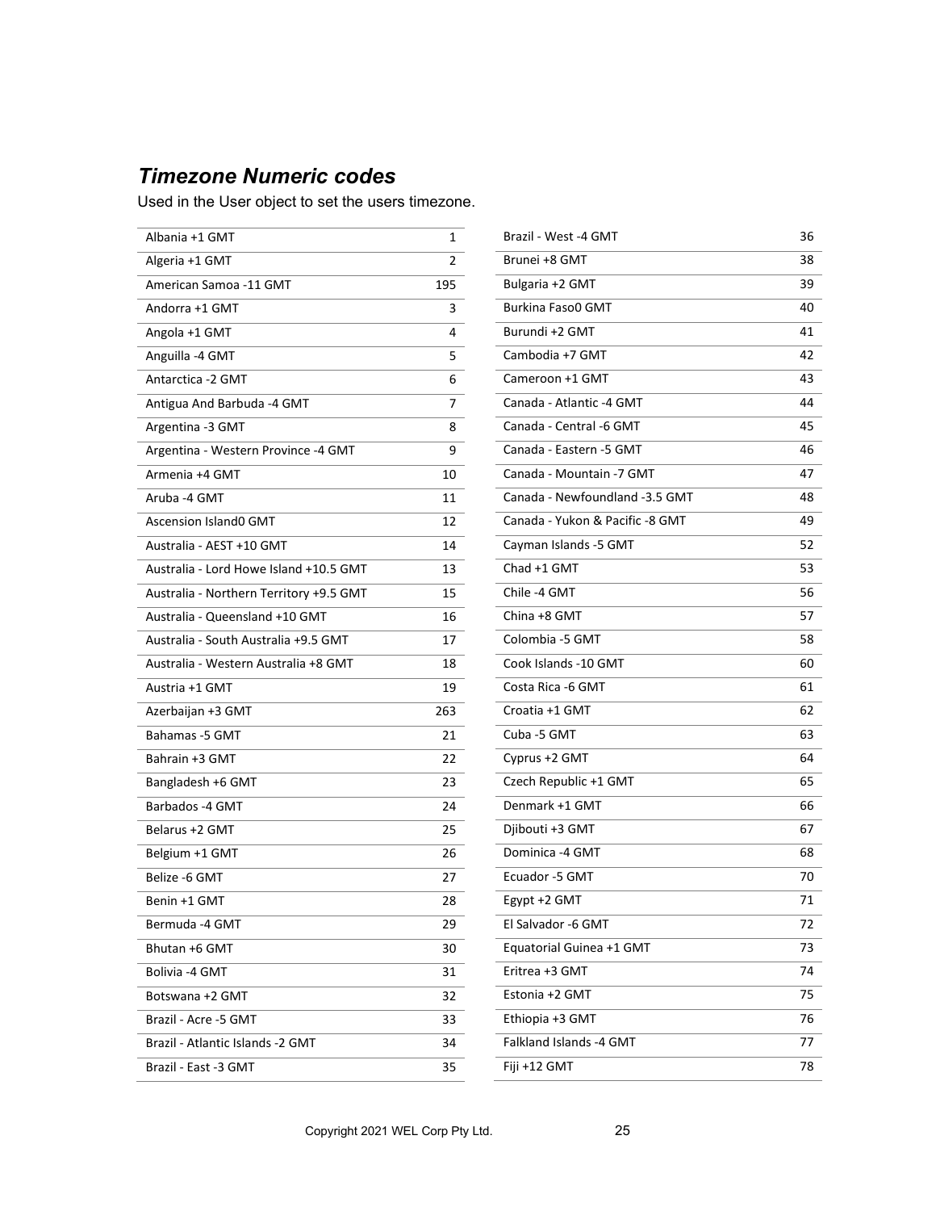### *Timezone Numeric codes*

Used in the User object to set the users timezone.

| | |
|---|---|
| Albania +1 GMT | 1 |
| Algeria +1 GMT | 2 |
| American Samoa -11 GMT | 195 |
| Andorra +1 GMT | 3 |
| Angola +1 GMT | 4 |
| Anguilla -4 GMT | 5 |
| Antarctica -2 GMT | 6 |
| Antigua And Barbuda -4 GMT | 7 |
| Argentina -3 GMT | 8 |
| Argentina - Western Province -4 GMT | 9 |
| Armenia +4 GMT | 10 |
| Aruba -4 GMT | 11 |
| Ascension Island0 GMT | 12 |
| Australia - AEST +10 GMT | 14 |
| Australia - Lord Howe Island +10.5 GMT | 13 |
| Australia - Northern Territory +9.5 GMT | 15 |
| Australia - Queensland +10 GMT | 16 |
| Australia - South Australia +9.5 GMT | 17 |
| Australia - Western Australia +8 GMT | 18 |
| Austria +1 GMT | 19 |
| Azerbaijan +3 GMT | 263 |
| Bahamas -5 GMT | 21 |
| Bahrain +3 GMT | 22 |
| Bangladesh +6 GMT | 23 |
| Barbados -4 GMT | 24 |
| Belarus +2 GMT | 25 |
| Belgium +1 GMT | 26 |
| Belize -6 GMT | 27 |
| Benin +1 GMT | 28 |
| Bermuda -4 GMT | 29 |
| Bhutan +6 GMT | 30 |
| Bolivia -4 GMT | 31 |
| Botswana +2 GMT | 32 |
| Brazil - Acre -5 GMT | 33 |
| Brazil - Atlantic Islands -2 GMT | 34 |
| Brazil - East -3 GMT | 35 |
| Brazil - West -4 GMT | 36 |
| Brunei +8 GMT | 38 |
| Bulgaria +2 GMT | 39 |
| Burkina Faso0 GMT | 40 |
| Burundi +2 GMT | 41 |
| Cambodia +7 GMT | 42 |
| Cameroon +1 GMT | 43 |
| Canada - Atlantic -4 GMT | 44 |
| Canada - Central -6 GMT | 45 |
| Canada - Eastern -5 GMT | 46 |
| Canada - Mountain -7 GMT | 47 |
| Canada - Newfoundland -3.5 GMT | 48 |
| Canada - Yukon & Pacific -8 GMT | 49 |
| Cayman Islands -5 GMT | 52 |
| Chad +1 GMT | 53 |
| Chile -4 GMT | 56 |
| China +8 GMT | 57 |
| Colombia -5 GMT | 58 |
| Cook Islands -10 GMT | 60 |
| Costa Rica -6 GMT | 61 |
| Croatia +1 GMT | 62 |
| Cuba -5 GMT | 63 |
| Cyprus +2 GMT | 64 |
| Czech Republic +1 GMT | 65 |
| Denmark +1 GMT | 66 |
| Djibouti +3 GMT | 67 |
| Dominica -4 GMT | 68 |
| Ecuador -5 GMT | 70 |
| Egypt +2 GMT | 71 |
| El Salvador -6 GMT | 72 |
| Equatorial Guinea +1 GMT | 73 |
| Eritrea +3 GMT | 74 |
| Estonia +2 GMT | 75 |
| Ethiopia +3 GMT | 76 |
| Falkland Islands -4 GMT | 77 |
| Fiji +12 GMT | 78 |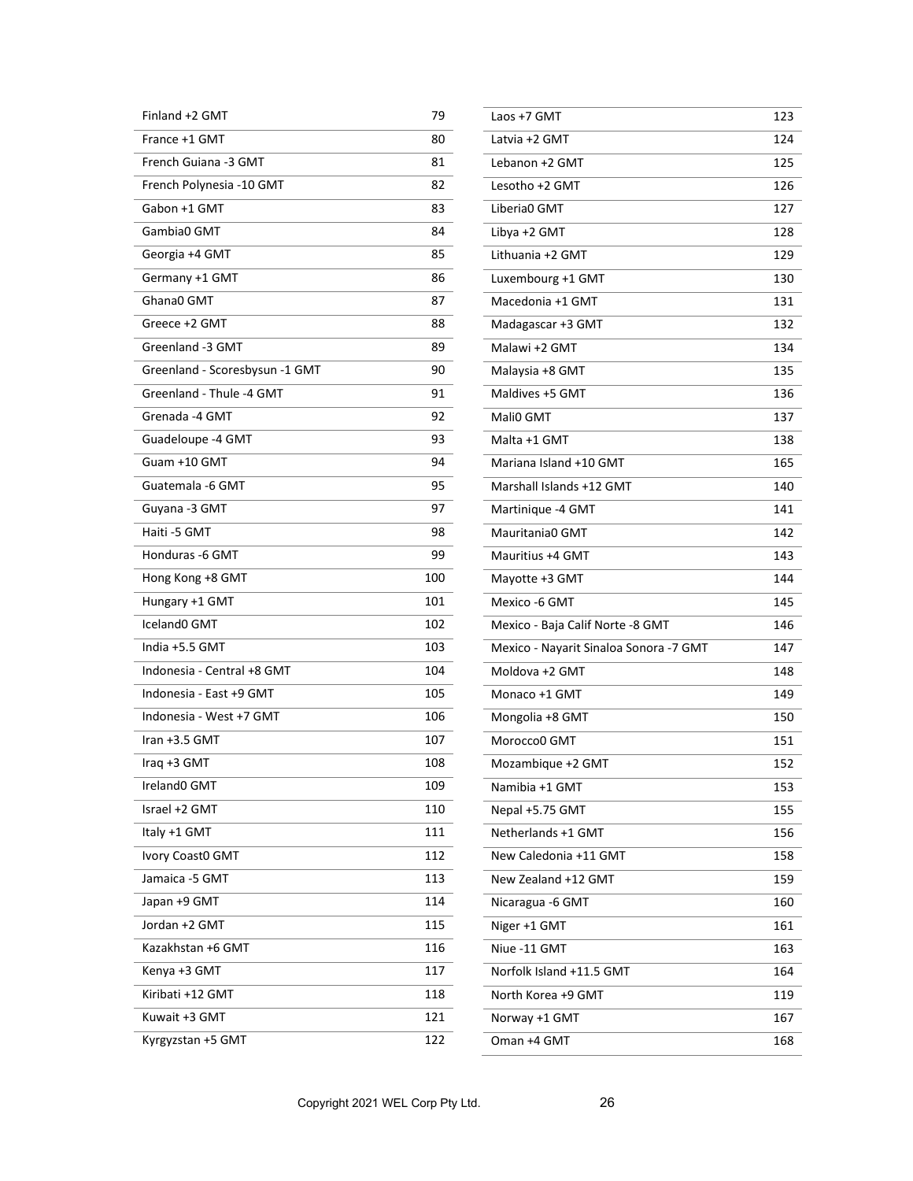| | |
|---|---|
| Finland +2 GMT | 79 |
| France +1 GMT | 80 |
| French Guiana -3 GMT | 81 |
| French Polynesia -10 GMT | 82 |
| Gabon +1 GMT | 83 |
| Gambia0 GMT | 84 |
| Georgia +4 GMT | 85 |
| Germany +1 GMT | 86 |
| Ghana0 GMT | 87 |
| Greece +2 GMT | 88 |
| Greenland -3 GMT | 89 |
| Greenland - Scoresbysun -1 GMT | 90 |
| Greenland - Thule -4 GMT | 91 |
| Grenada -4 GMT | 92 |
| Guadeloupe -4 GMT | 93 |
| Guam +10 GMT | 94 |
| Guatemala -6 GMT | 95 |
| Guyana -3 GMT | 97 |
| Haiti -5 GMT | 98 |
| Honduras -6 GMT | 99 |
| Hong Kong +8 GMT | 100 |
| Hungary +1 GMT | 101 |
| Iceland0 GMT | 102 |
| India +5.5 GMT | 103 |
| Indonesia - Central +8 GMT | 104 |
| Indonesia - East +9 GMT | 105 |
| Indonesia - West +7 GMT | 106 |
| Iran +3.5 GMT | 107 |
| Iraq +3 GMT | 108 |
| Ireland0 GMT | 109 |
| Israel +2 GMT | 110 |
| Italy +1 GMT | 111 |
| Ivory Coast0 GMT | 112 |
| Jamaica -5 GMT | 113 |
| Japan +9 GMT | 114 |
| Jordan +2 GMT | 115 |
| Kazakhstan +6 GMT | 116 |
| Kenya +3 GMT | 117 |
| Kiribati +12 GMT | 118 |
| Kuwait +3 GMT | 121 |
| Kyrgyzstan +5 GMT | 122 |
| Laos +7 GMT | 123 |
| Latvia +2 GMT | 124 |
| Lebanon +2 GMT | 125 |
| Lesotho +2 GMT | 126 |
| Liberia0 GMT | 127 |
| Libya +2 GMT | 128 |
| Lithuania +2 GMT | 129 |
| Luxembourg +1 GMT | 130 |
| Macedonia +1 GMT | 131 |
| Madagascar +3 GMT | 132 |
| Malawi +2 GMT | 134 |
| Malaysia +8 GMT | 135 |
| Maldives +5 GMT | 136 |
| Mali0 GMT | 137 |
| Malta +1 GMT | 138 |
| Mariana Island +10 GMT | 165 |
| Marshall Islands +12 GMT | 140 |
| Martinique -4 GMT | 141 |
| Mauritania0 GMT | 142 |
| Mauritius +4 GMT | 143 |
| Mayotte +3 GMT | 144 |
| Mexico -6 GMT | 145 |
| Mexico - Baja Calif Norte -8 GMT | 146 |
| Mexico - Nayarit Sinaloa Sonora -7 GMT | 147 |
| Moldova +2 GMT | 148 |
| Monaco +1 GMT | 149 |
| Mongolia +8 GMT | 150 |
| Morocco0 GMT | 151 |
| Mozambique +2 GMT | 152 |
| Namibia +1 GMT | 153 |
| Nepal +5.75 GMT | 155 |
| Netherlands +1 GMT | 156 |
| New Caledonia +11 GMT | 158 |
| New Zealand +12 GMT | 159 |
| Nicaragua -6 GMT | 160 |
| Niger +1 GMT | 161 |
| Niue -11 GMT | 163 |
| Norfolk Island +11.5 GMT | 164 |
| North Korea +9 GMT | 119 |
| Norway +1 GMT | 167 |
| Oman +4 GMT | 168 |

Copyright 2021 WEL Corp Pty Ltd.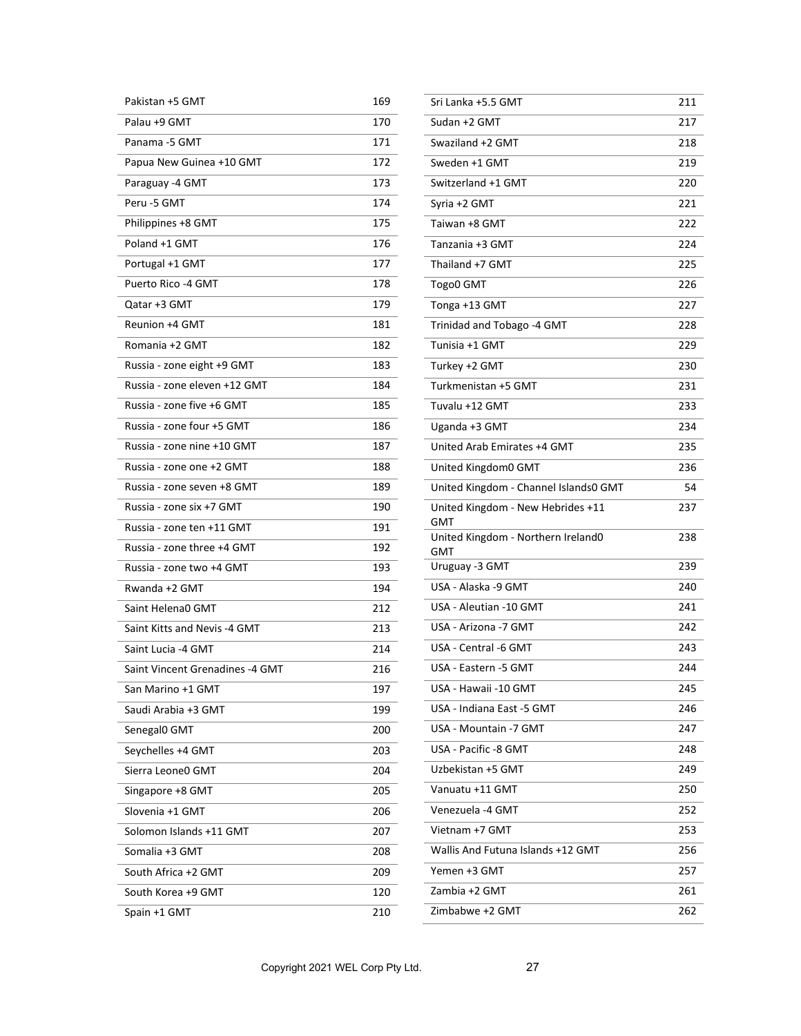| | |
|---|---|
| Pakistan +5 GMT | 169 |
| Palau +9 GMT | 170 |
| Panama -5 GMT | 171 |
| Papua New Guinea +10 GMT | 172 |
| Paraguay -4 GMT | 173 |
| Peru -5 GMT | 174 |
| Philippines +8 GMT | 175 |
| Poland +1 GMT | 176 |
| Portugal +1 GMT | 177 |
| Puerto Rico -4 GMT | 178 |
| Qatar +3 GMT | 179 |
| Reunion +4 GMT | 181 |
| Romania +2 GMT | 182 |
| Russia - zone eight +9 GMT | 183 |
| Russia - zone eleven +12 GMT | 184 |
| Russia - zone five +6 GMT | 185 |
| Russia - zone four +5 GMT | 186 |
| Russia - zone nine +10 GMT | 187 |
| Russia - zone one +2 GMT | 188 |
| Russia - zone seven +8 GMT | 189 |
| Russia - zone six +7 GMT | 190 |
| Russia - zone ten +11 GMT | 191 |
| Russia - zone three +4 GMT | 192 |
| Russia - zone two +4 GMT | 193 |
| Rwanda +2 GMT | 194 |
| Saint Helena0 GMT | 212 |
| Saint Kitts and Nevis -4 GMT | 213 |
| Saint Lucia -4 GMT | 214 |
| Saint Vincent Grenadines -4 GMT | 216 |
| San Marino +1 GMT | 197 |
| Saudi Arabia +3 GMT | 199 |
| Senegal0 GMT | 200 |
| Seychelles +4 GMT | 203 |
| Sierra Leone0 GMT | 204 |
| Singapore +8 GMT | 205 |
| Slovenia +1 GMT | 206 |
| Solomon Islands +11 GMT | 207 |
| Somalia +3 GMT | 208 |
| South Africa +2 GMT | 209 |
| South Korea +9 GMT | 120 |
| Spain +1 GMT | 210 |
| Sri Lanka +5.5 GMT | 211 |
| Sudan +2 GMT | 217 |
| Swaziland +2 GMT | 218 |
| Sweden +1 GMT | 219 |
| Switzerland +1 GMT | 220 |
| Syria +2 GMT | 221 |
| Taiwan +8 GMT | 222 |
| Tanzania +3 GMT | 224 |
| Thailand +7 GMT | 225 |
| Togo0 GMT | 226 |
| Tonga +13 GMT | 227 |
| Trinidad and Tobago -4 GMT | 228 |
| Tunisia +1 GMT | 229 |
| Turkey +2 GMT | 230 |
| Turkmenistan +5 GMT | 231 |
| Tuvalu +12 GMT | 233 |
| Uganda +3 GMT | 234 |
| United Arab Emirates +4 GMT | 235 |
| United Kingdom0 GMT | 236 |
| United Kingdom - Channel Islands0 GMT | 54 |
| United Kingdom - New Hebrides +11 GMT | 237 |
| United Kingdom - Northern Ireland0 GMT | 238 |
| Uruguay -3 GMT | 239 |
| USA - Alaska -9 GMT | 240 |
| USA - Aleutian -10 GMT | 241 |
| USA - Arizona -7 GMT | 242 |
| USA - Central -6 GMT | 243 |
| USA - Eastern -5 GMT | 244 |
| USA - Hawaii -10 GMT | 245 |
| USA - Indiana East -5 GMT | 246 |
| USA - Mountain -7 GMT | 247 |
| USA - Pacific -8 GMT | 248 |
| Uzbekistan +5 GMT | 249 |
| Vanuatu +11 GMT | 250 |
| Venezuela -4 GMT | 252 |
| Vietnam +7 GMT | 253 |
| Wallis And Futuna Islands +12 GMT | 256 |
| Yemen +3 GMT | 257 |
| Zambia +2 GMT | 261 |
| Zimbabwe +2 GMT | 262 |

Copyright 2021 WEL Corp Pty Ltd.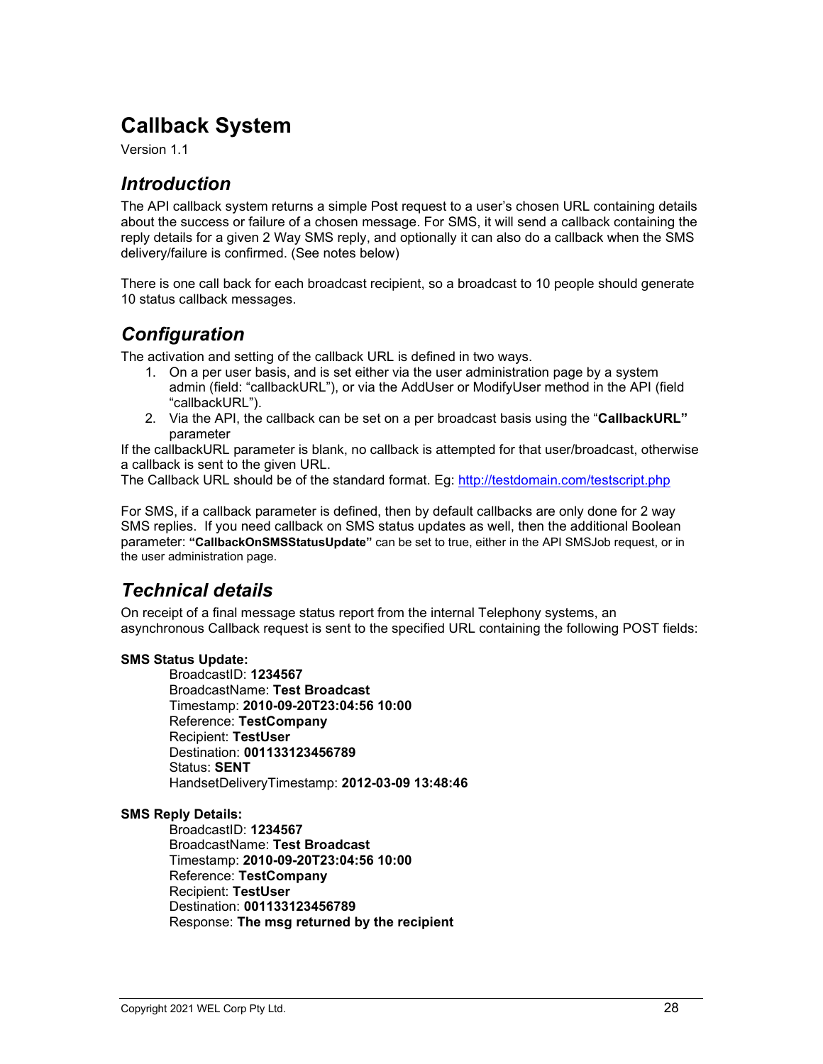# Callback System

Version 1.1

## *Introduction*

The API callback system returns a simple Post request to a user's chosen URL containing details about the success or failure of a chosen message. For SMS, it will send a callback containing the reply details for a given 2 Way SMS reply, and optionally it can also do a callback when the SMS delivery/failure is confirmed. (See notes below)

There is one call back for each broadcast recipient, so a broadcast to 10 people should generate 10 status callback messages.

## *Configuration*

The activation and setting of the callback URL is defined in two ways.

1. On a per user basis, and is set either via the user administration page by a system admin (field: "callbackURL"), or via the AddUser or ModifyUser method in the API (field "callbackURL").
2. Via the API, the callback can be set on a per broadcast basis using the "**CallbackURL"** parameter

If the callbackURL parameter is blank, no callback is attempted for that user/broadcast, otherwise a callback is sent to the given URL.

The Callback URL should be of the standard format. Eg: http://testdomain.com/testscript.php

For SMS, if a callback parameter is defined, then by default callbacks are only done for 2 way SMS replies. If you need callback on SMS status updates as well, then the additional Boolean parameter: **"CallbackOnSMSStatusUpdate"** can be set to true, either in the API SMSJob request, or in the user administration page.

## *Technical details*

On receipt of a final message status report from the internal Telephony systems, an asynchronous Callback request is sent to the specified URL containing the following POST fields:

**SMS Status Update:**

BroadcastID: **1234567**
BroadcastName: **Test Broadcast**
Timestamp: **2010-09-20T23:04:56 10:00**
Reference: **TestCompany**
Recipient: **TestUser**
Destination: **001133123456789**
Status: **SENT**
HandsetDeliveryTimestamp: **2012-03-09 13:48:46**

**SMS Reply Details:**

BroadcastID: **1234567**
BroadcastName: **Test Broadcast**
Timestamp: **2010-09-20T23:04:56 10:00**
Reference: **TestCompany**
Recipient: **TestUser**
Destination: **001133123456789**
Response: **The msg returned by the recipient**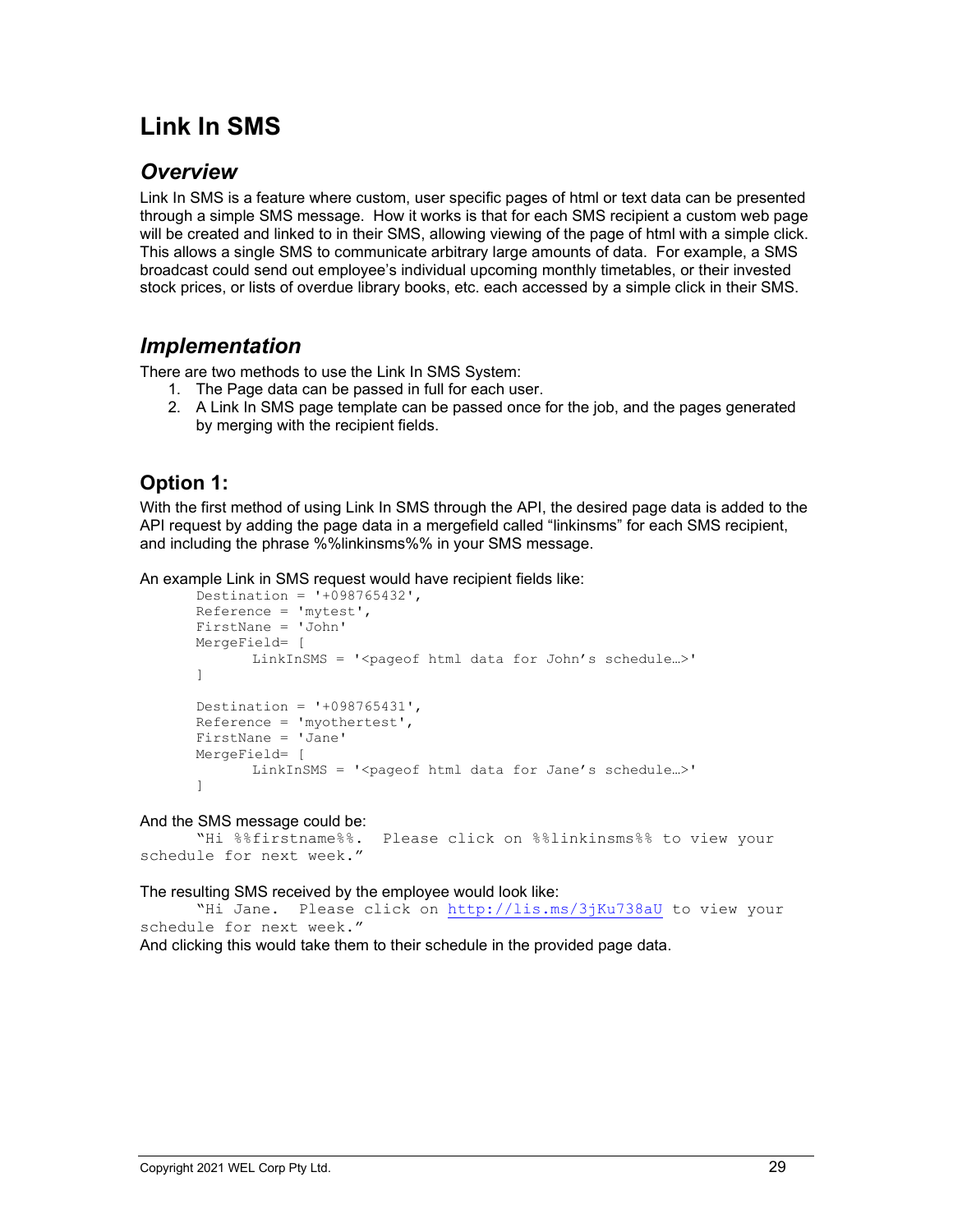# Link In SMS

## *Overview*

Link In SMS is a feature where custom, user specific pages of html or text data can be presented through a simple SMS message. How it works is that for each SMS recipient a custom web page will be created and linked to in their SMS, allowing viewing of the page of html with a simple click. This allows a single SMS to communicate arbitrary large amounts of data. For example, a SMS broadcast could send out employee's individual upcoming monthly timetables, or their invested stock prices, or lists of overdue library books, etc. each accessed by a simple click in their SMS.

## *Implementation*

There are two methods to use the Link In SMS System:

1. The Page data can be passed in full for each user.
2. A Link In SMS page template can be passed once for the job, and the pages generated by merging with the recipient fields.

### Option 1:

With the first method of using Link In SMS through the API, the desired page data is added to the API request by adding the page data in a mergefield called "linkinsms" for each SMS recipient, and including the phrase %%linkinsms%% in your SMS message.

An example Link in SMS request would have recipient fields like:

```
Destination = '+098765432',
Reference = 'mytest',
FirstNane = 'John'
MergeField= [
       LinkInSMS = '<pageof html data for John's schedule…>'
]

Destination = '+098765431',
Reference = 'myothertest',
FirstNane = 'Jane'
MergeField= [
       LinkInSMS = '<pageof html data for Jane's schedule…>'
]
```

And the SMS message could be:

```
"Hi %%firstname%%.  Please click on %%linkinsms%% to view your schedule for next week."
```

The resulting SMS received by the employee would look like:

```
"Hi Jane.  Please click on http://lis.ms/3jKu738aU to view your schedule for next week."
```

And clicking this would take them to their schedule in the provided page data.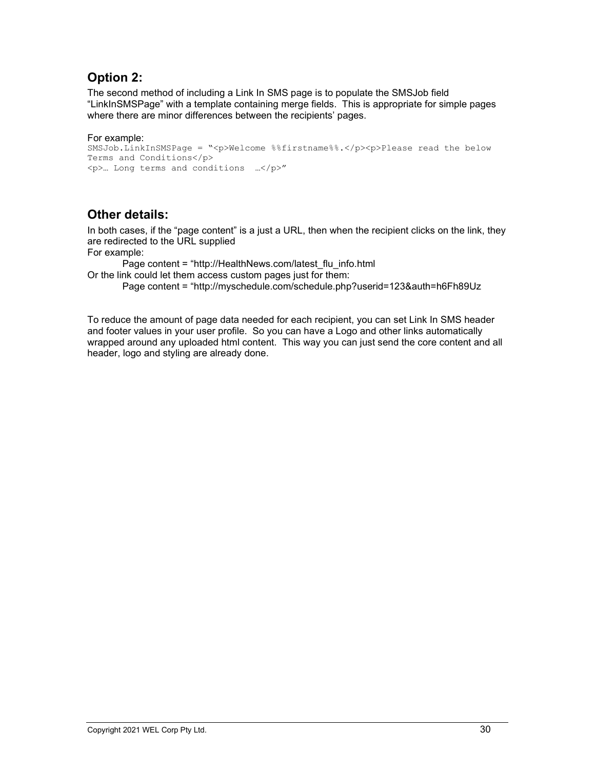## Option 2:

The second method of including a Link In SMS page is to populate the SMSJob field "LinkInSMSPage" with a template containing merge fields. This is appropriate for simple pages where there are minor differences between the recipients' pages.

For example:

```
SMSJob.LinkInSMSPage = "<p>Welcome %%firstname%%.</p><p>Please read the below
Terms and Conditions</p>
<p>… Long terms and conditions  …</p>"
```

## Other details:

In both cases, if the "page content" is a just a URL, then when the recipient clicks on the link, they are redirected to the URL supplied

For example:

Page content = "http://HealthNews.com/latest_flu_info.html

Or the link could let them access custom pages just for them:

Page content = "http://myschedule.com/schedule.php?userid=123&auth=h6Fh89Uz

To reduce the amount of page data needed for each recipient, you can set Link In SMS header and footer values in your user profile. So you can have a Logo and other links automatically wrapped around any uploaded html content. This way you can just send the core content and all header, logo and styling are already done.